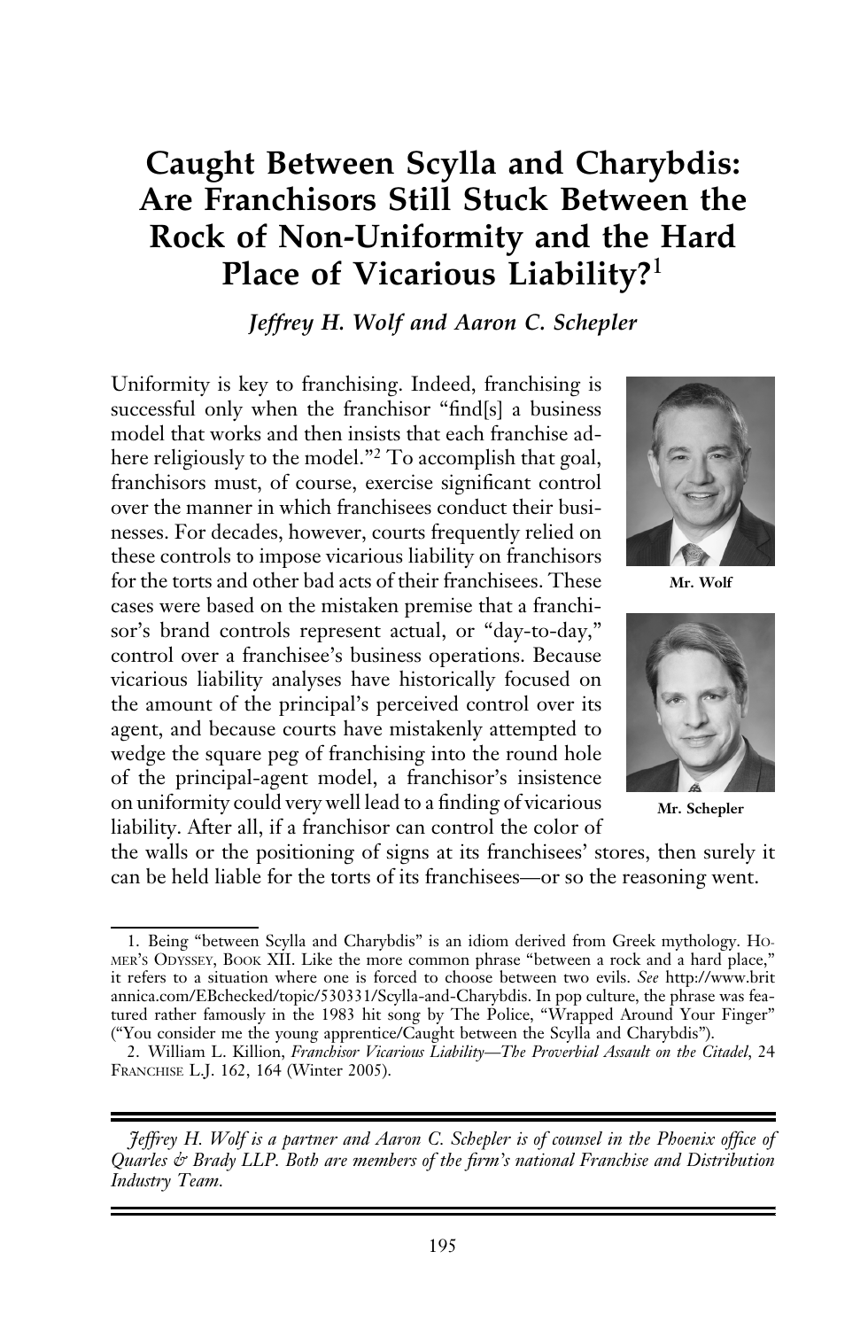# Caught Between Scylla and Charybdis: Are Franchisors Still Stuck Between the Rock of Non-Uniformity and the Hard Place of Vicarious Liability?[1]

*Jeffrey H. Wolf and Aaron C. Schepler*

Uniformity is key to franchising. Indeed, franchising is successful only when the franchisor "find[s] a business model that works and then insists that each franchise adhere religiously to the model."[2] To accomplish that goal, franchisors must, of course, exercise significant control over the manner in which franchisees conduct their businesses. For decades, however, courts frequently relied on these controls to impose vicarious liability on franchisors for the torts and other bad acts of their franchisees. These cases were based on the mistaken premise that a franchisor's brand controls represent actual, or "day-to-day," control over a franchisee's business operations. Because vicarious liability analyses have historically focused on the amount of the principal's perceived control over its agent, and because courts have mistakenly attempted to wedge the square peg of franchising into the round hole of the principal-agent model, a franchisor's insistence on uniformity could very well lead to a finding of vicarious liability. After all, if a franchisor can control the color of the walls or the positioning of signs at its franchisees' stores, then surely it can be held liable for the torts of its franchisees—or so the reasoning went.

Mr. Wolf

Mr. Schepler

1. Being "between Scylla and Charybdis" is an idiom derived from Greek mythology. HOMER'S ODYSSEY, BOOK XII. Like the more common phrase "between a rock and a hard place," it refers to a situation where one is forced to choose between two evils. *See* http://www.britannica.com/EBchecked/topic/530331/Scylla-and-Charybdis. In pop culture, the phrase was featured rather famously in the 1983 hit song by The Police, "Wrapped Around Your Finger" ("You consider me the young apprentice/Caught between the Scylla and Charybdis").

2. William L. Killion, *Franchisor Vicarious Liability—The Proverbial Assault on the Citadel*, 24 FRANCHISE L.J. 162, 164 (Winter 2005).

*Jeffrey H. Wolf is a partner and Aaron C. Schepler is of counsel in the Phoenix office of Quarles & Brady LLP. Both are members of the firm's national Franchise and Distribution Industry Team.*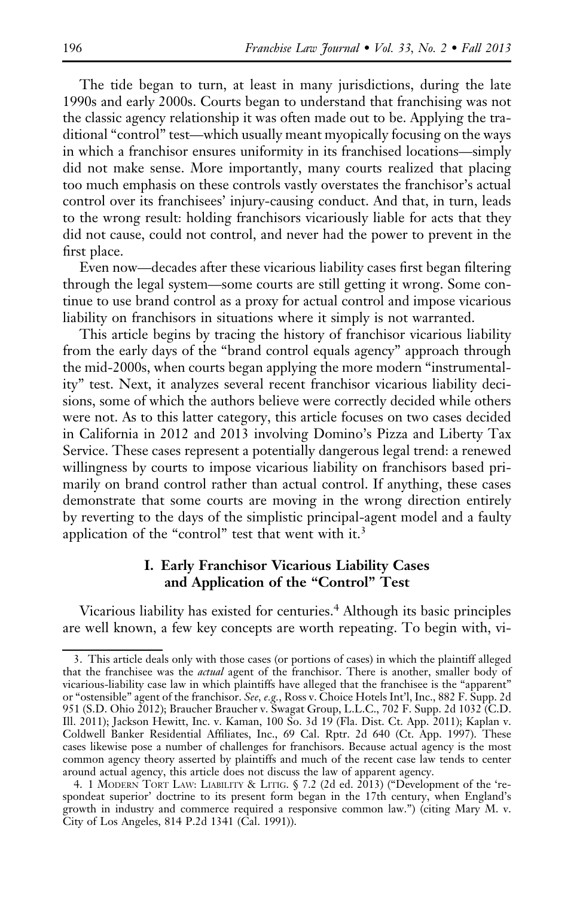The tide began to turn, at least in many jurisdictions, during the late 1990s and early 2000s. Courts began to understand that franchising was not the classic agency relationship it was often made out to be. Applying the traditional "control" test—which usually meant myopically focusing on the ways in which a franchisor ensures uniformity in its franchised locations—simply did not make sense. More importantly, many courts realized that placing too much emphasis on these controls vastly overstates the franchisor's actual control over its franchisees' injury-causing conduct. And that, in turn, leads to the wrong result: holding franchisors vicariously liable for acts that they did not cause, could not control, and never had the power to prevent in the first place.

Even now—decades after these vicarious liability cases first began filtering through the legal system—some courts are still getting it wrong. Some continue to use brand control as a proxy for actual control and impose vicarious liability on franchisors in situations where it simply is not warranted.

This article begins by tracing the history of franchisor vicarious liability from the early days of the "brand control equals agency" approach through the mid-2000s, when courts began applying the more modern "instrumentality" test. Next, it analyzes several recent franchisor vicarious liability decisions, some of which the authors believe were correctly decided while others were not. As to this latter category, this article focuses on two cases decided in California in 2012 and 2013 involving Domino's Pizza and Liberty Tax Service. These cases represent a potentially dangerous legal trend: a renewed willingness by courts to impose vicarious liability on franchisors based primarily on brand control rather than actual control. If anything, these cases demonstrate that some courts are moving in the wrong direction entirely by reverting to the days of the simplistic principal-agent model and a faulty application of the "control" test that went with it.[3]

## I. Early Franchisor Vicarious Liability Cases and Application of the "Control" Test

Vicarious liability has existed for centuries.[4] Although its basic principles are well known, a few key concepts are worth repeating. To begin with, vi-

---

3. This article deals only with those cases (or portions of cases) in which the plaintiff alleged that the franchisee was the *actual* agent of the franchisor. There is another, smaller body of vicarious-liability case law in which plaintiffs have alleged that the franchisee is the "apparent" or "ostensible" agent of the franchisor. *See, e.g.*, Ross v. Choice Hotels Int'l, Inc., 882 F. Supp. 2d 951 (S.D. Ohio 2012); Braucher Braucher v. Swagat Group, L.L.C., 702 F. Supp. 2d 1032 (C.D. Ill. 2011); Jackson Hewitt, Inc. v. Kaman, 100 So. 3d 19 (Fla. Dist. Ct. App. 2011); Kaplan v. Coldwell Banker Residential Affiliates, Inc., 69 Cal. Rptr. 2d 640 (Ct. App. 1997). These cases likewise pose a number of challenges for franchisors. Because actual agency is the most common agency theory asserted by plaintiffs and much of the recent case law tends to center around actual agency, this article does not discuss the law of apparent agency.

4. 1 Modern Tort Law: Liability & Litig. § 7.2 (2d ed. 2013) ("Development of the 'respondeat superior' doctrine to its present form began in the 17th century, when England's growth in industry and commerce required a responsive common law.") (citing Mary M. v. City of Los Angeles, 814 P.2d 1341 (Cal. 1991)).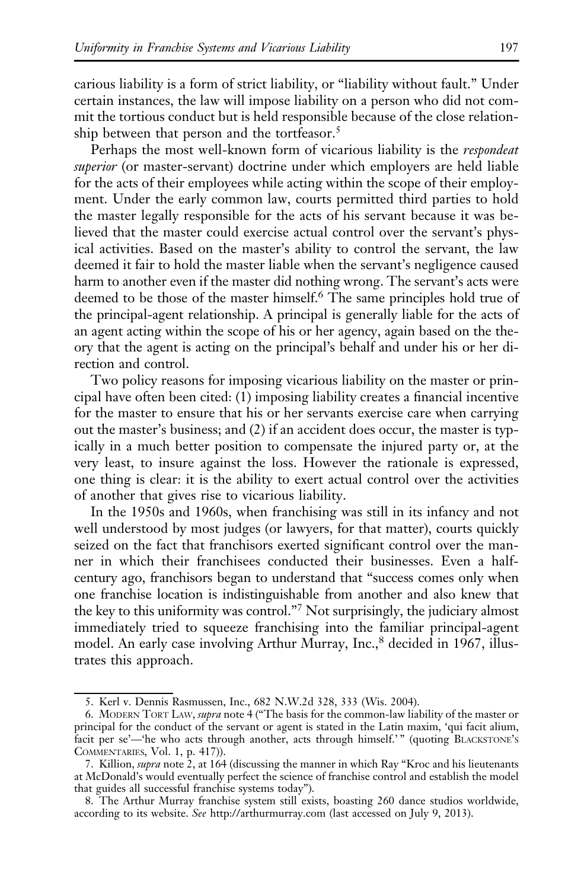carious liability is a form of strict liability, or "liability without fault." Under certain instances, the law will impose liability on a person who did not commit the tortious conduct but is held responsible because of the close relationship between that person and the tortfeasor.[5]

Perhaps the most well-known form of vicarious liability is the *respondeat superior* (or master-servant) doctrine under which employers are held liable for the acts of their employees while acting within the scope of their employment. Under the early common law, courts permitted third parties to hold the master legally responsible for the acts of his servant because it was believed that the master could exercise actual control over the servant's physical activities. Based on the master's ability to control the servant, the law deemed it fair to hold the master liable when the servant's negligence caused harm to another even if the master did nothing wrong. The servant's acts were deemed to be those of the master himself.[6] The same principles hold true of the principal-agent relationship. A principal is generally liable for the acts of an agent acting within the scope of his or her agency, again based on the theory that the agent is acting on the principal's behalf and under his or her direction and control.

Two policy reasons for imposing vicarious liability on the master or principal have often been cited: (1) imposing liability creates a financial incentive for the master to ensure that his or her servants exercise care when carrying out the master's business; and (2) if an accident does occur, the master is typically in a much better position to compensate the injured party or, at the very least, to insure against the loss. However the rationale is expressed, one thing is clear: it is the ability to exert actual control over the activities of another that gives rise to vicarious liability.

In the 1950s and 1960s, when franchising was still in its infancy and not well understood by most judges (or lawyers, for that matter), courts quickly seized on the fact that franchisors exerted significant control over the manner in which their franchisees conducted their businesses. Even a half-century ago, franchisors began to understand that "success comes only when one franchise location is indistinguishable from another and also knew that the key to this uniformity was control."[7] Not surprisingly, the judiciary almost immediately tried to squeeze franchising into the familiar principal-agent model. An early case involving Arthur Murray, Inc.,[8] decided in 1967, illustrates this approach.

---

5. Kerl v. Dennis Rasmussen, Inc., 682 N.W.2d 328, 333 (Wis. 2004).

6. MODERN TORT LAW, *supra* note 4 ("The basis for the common-law liability of the master or principal for the conduct of the servant or agent is stated in the Latin maxim, 'qui facit alium, facit per se'—'he who acts through another, acts through himself.'" (quoting BLACKSTONE'S COMMENTARIES, Vol. 1, p. 417)).

7. Killion, *supra* note 2, at 164 (discussing the manner in which Ray "Kroc and his lieutenants at McDonald's would eventually perfect the science of franchise control and establish the model that guides all successful franchise systems today").

8. The Arthur Murray franchise system still exists, boasting 260 dance studios worldwide, according to its website. *See* http://arthurmurray.com (last accessed on July 9, 2013).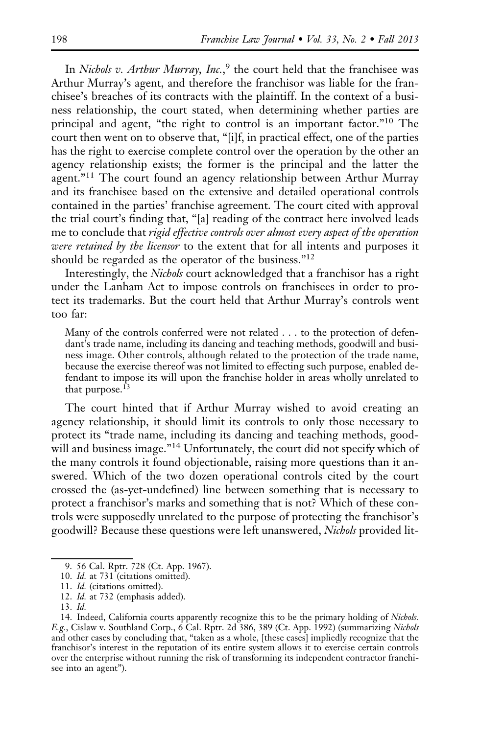In *Nichols v. Arthur Murray, Inc.*,[9] the court held that the franchisee was Arthur Murray's agent, and therefore the franchisor was liable for the franchisee's breaches of its contracts with the plaintiff. In the context of a business relationship, the court stated, when determining whether parties are principal and agent, "the right to control is an important factor."[10] The court then went on to observe that, "[i]f, in practical effect, one of the parties has the right to exercise complete control over the operation by the other an agency relationship exists; the former is the principal and the latter the agent."[11] The court found an agency relationship between Arthur Murray and its franchisee based on the extensive and detailed operational controls contained in the parties' franchise agreement. The court cited with approval the trial court's finding that, "[a] reading of the contract here involved leads me to conclude that *rigid effective controls over almost every aspect of the operation were retained by the licensor* to the extent that for all intents and purposes it should be regarded as the operator of the business."[12]

Interestingly, the *Nichols* court acknowledged that a franchisor has a right under the Lanham Act to impose controls on franchisees in order to protect its trademarks. But the court held that Arthur Murray's controls went too far:

> Many of the controls conferred were not related . . . to the protection of defendant's trade name, including its dancing and teaching methods, goodwill and business image. Other controls, although related to the protection of the trade name, because the exercise thereof was not limited to effecting such purpose, enabled defendant to impose its will upon the franchise holder in areas wholly unrelated to that purpose.[13]

The court hinted that if Arthur Murray wished to avoid creating an agency relationship, it should limit its controls to only those necessary to protect its "trade name, including its dancing and teaching methods, goodwill and business image."[14] Unfortunately, the court did not specify which of the many controls it found objectionable, raising more questions than it answered. Which of the two dozen operational controls cited by the court crossed the (as-yet-undefined) line between something that is necessary to protect a franchisor's marks and something that is not? Which of these controls were supposedly unrelated to the purpose of protecting the franchisor's goodwill? Because these questions were left unanswered, *Nichols* provided lit-

---

9. 56 Cal. Rptr. 728 (Ct. App. 1967).

10. *Id.* at 731 (citations omitted).

11. *Id.* (citations omitted).

12. *Id.* at 732 (emphasis added).

13. *Id.*

14. Indeed, California courts apparently recognize this to be the primary holding of *Nichols*. *E.g.*, Cislaw v. Southland Corp., 6 Cal. Rptr. 2d 386, 389 (Ct. App. 1992) (summarizing *Nichols* and other cases by concluding that, "taken as a whole, [these cases] impliedly recognize that the franchisor's interest in the reputation of its entire system allows it to exercise certain controls over the enterprise without running the risk of transforming its independent contractor franchisee into an agent").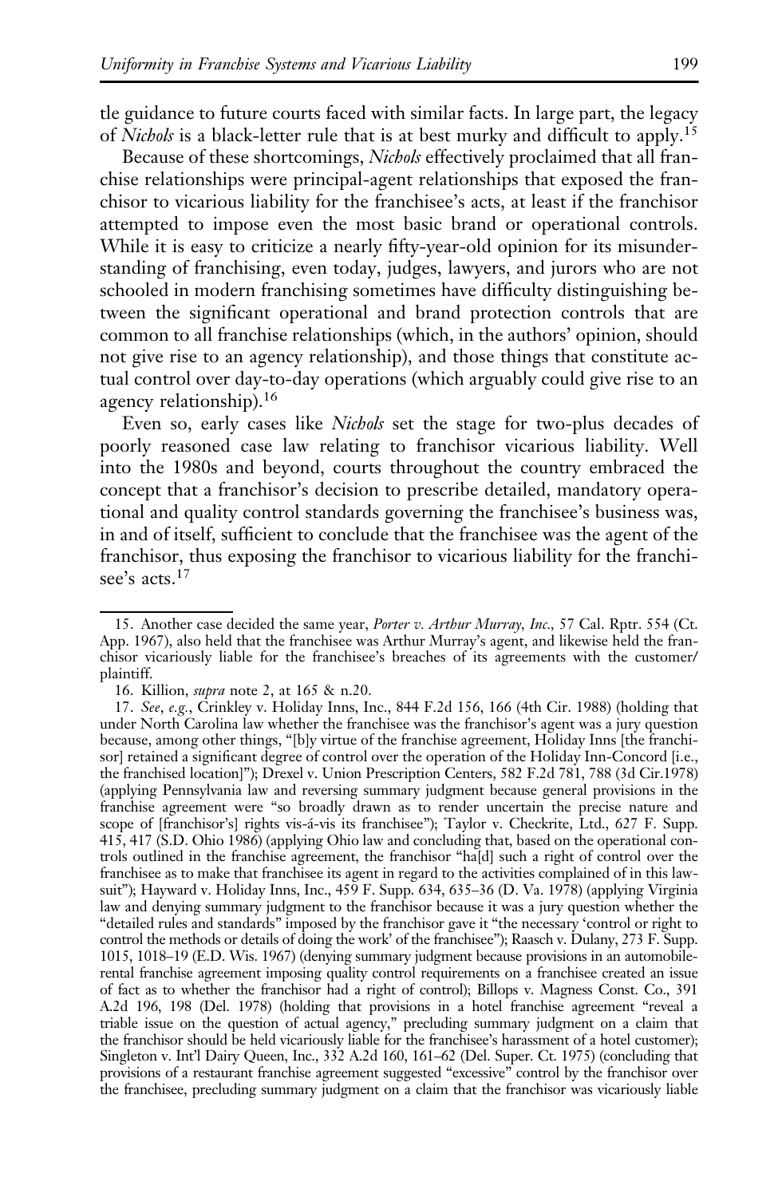tle guidance to future courts faced with similar facts. In large part, the legacy of *Nichols* is a black-letter rule that is at best murky and difficult to apply.[15]

Because of these shortcomings, *Nichols* effectively proclaimed that all franchise relationships were principal-agent relationships that exposed the franchisor to vicarious liability for the franchisee's acts, at least if the franchisor attempted to impose even the most basic brand or operational controls. While it is easy to criticize a nearly fifty-year-old opinion for its misunderstanding of franchising, even today, judges, lawyers, and jurors who are not schooled in modern franchising sometimes have difficulty distinguishing between the significant operational and brand protection controls that are common to all franchise relationships (which, in the authors' opinion, should not give rise to an agency relationship), and those things that constitute actual control over day-to-day operations (which arguably could give rise to an agency relationship).[16]

Even so, early cases like *Nichols* set the stage for two-plus decades of poorly reasoned case law relating to franchisor vicarious liability. Well into the 1980s and beyond, courts throughout the country embraced the concept that a franchisor's decision to prescribe detailed, mandatory operational and quality control standards governing the franchisee's business was, in and of itself, sufficient to conclude that the franchisee was the agent of the franchisor, thus exposing the franchisor to vicarious liability for the franchisee's acts.[17]

---

15. Another case decided the same year, *Porter v. Arthur Murray, Inc.*, 57 Cal. Rptr. 554 (Ct. App. 1967), also held that the franchisee was Arthur Murray's agent, and likewise held the franchisor vicariously liable for the franchisee's breaches of its agreements with the customer/plaintiff.

16. Killion, *supra* note 2, at 165 & n.20.

17. *See*, *e.g.*, Crinkley v. Holiday Inns, Inc., 844 F.2d 156, 166 (4th Cir. 1988) (holding that under North Carolina law whether the franchisee was the franchisor's agent was a jury question because, among other things, "[b]y virtue of the franchise agreement, Holiday Inns [the franchisor] retained a significant degree of control over the operation of the Holiday Inn-Concord [i.e., the franchised location]"); Drexel v. Union Prescription Centers, 582 F.2d 781, 788 (3d Cir.1978) (applying Pennsylvania law and reversing summary judgment because general provisions in the franchise agreement were "so broadly drawn as to render uncertain the precise nature and scope of [franchisor's] rights vis-á-vis its franchisee"); Taylor v. Checkrite, Ltd., 627 F. Supp. 415, 417 (S.D. Ohio 1986) (applying Ohio law and concluding that, based on the operational controls outlined in the franchise agreement, the franchisor "ha[d] such a right of control over the franchisee as to make that franchisee its agent in regard to the activities complained of in this lawsuit"); Hayward v. Holiday Inns, Inc., 459 F. Supp. 634, 635–36 (D. Va. 1978) (applying Virginia law and denying summary judgment to the franchisor because it was a jury question whether the "detailed rules and standards" imposed by the franchisor gave it "the necessary 'control or right to control the methods or details of doing the work' of the franchisee"); Raasch v. Dulany, 273 F. Supp. 1015, 1018–19 (E.D. Wis. 1967) (denying summary judgment because provisions in an automobile-rental franchise agreement imposing quality control requirements on a franchisee created an issue of fact as to whether the franchisor had a right of control); Billops v. Magness Const. Co., 391 A.2d 196, 198 (Del. 1978) (holding that provisions in a hotel franchise agreement "reveal a triable issue on the question of actual agency," precluding summary judgment on a claim that the franchisor should be held vicariously liable for the franchisee's harassment of a hotel customer); Singleton v. Int'l Dairy Queen, Inc., 332 A.2d 160, 161–62 (Del. Super. Ct. 1975) (concluding that provisions of a restaurant franchise agreement suggested "excessive" control by the franchisor over the franchisee, precluding summary judgment on a claim that the franchisor was vicariously liable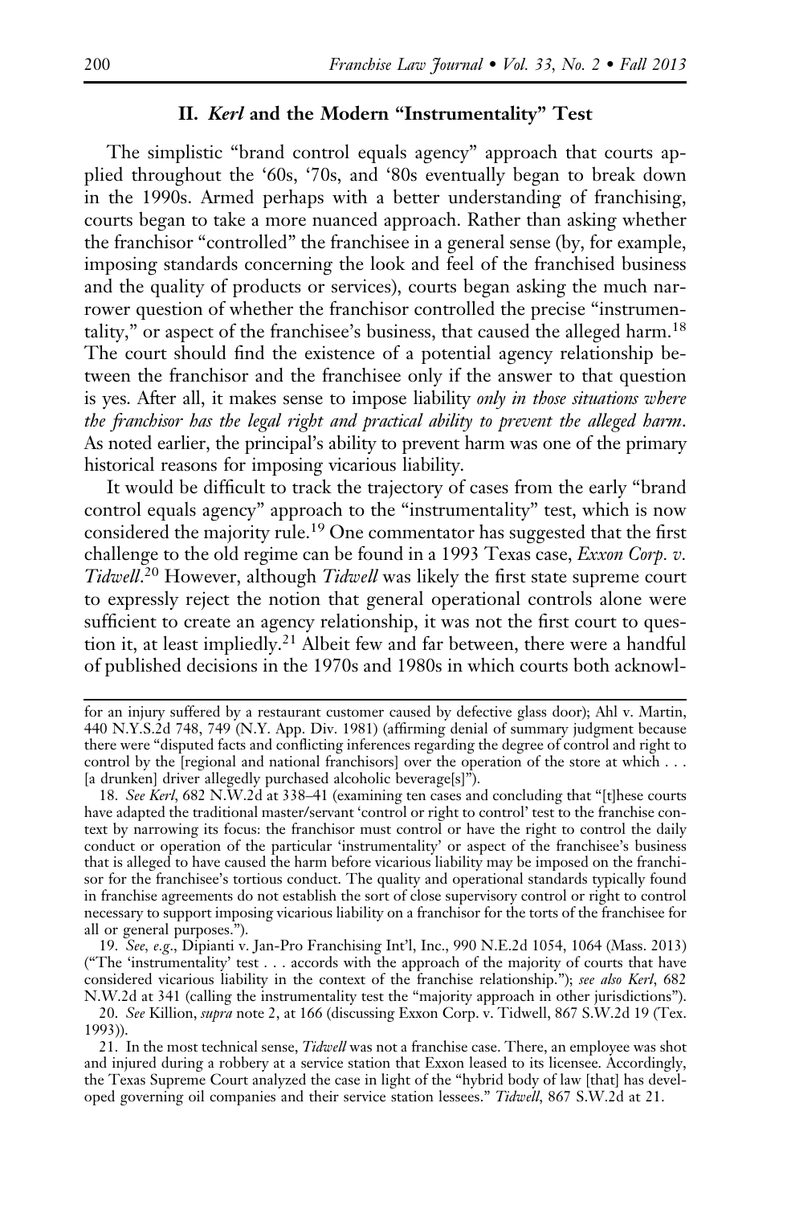## II. *Kerl* and the Modern "Instrumentality" Test

The simplistic "brand control equals agency" approach that courts applied throughout the '60s, '70s, and '80s eventually began to break down in the 1990s. Armed perhaps with a better understanding of franchising, courts began to take a more nuanced approach. Rather than asking whether the franchisor "controlled" the franchisee in a general sense (by, for example, imposing standards concerning the look and feel of the franchised business and the quality of products or services), courts began asking the much narrower question of whether the franchisor controlled the precise "instrumentality," or aspect of the franchisee's business, that caused the alleged harm.[18] The court should find the existence of a potential agency relationship between the franchisor and the franchisee only if the answer to that question is yes. After all, it makes sense to impose liability *only in those situations where the franchisor has the legal right and practical ability to prevent the alleged harm*. As noted earlier, the principal's ability to prevent harm was one of the primary historical reasons for imposing vicarious liability.

It would be difficult to track the trajectory of cases from the early "brand control equals agency" approach to the "instrumentality" test, which is now considered the majority rule.[19] One commentator has suggested that the first challenge to the old regime can be found in a 1993 Texas case, *Exxon Corp. v. Tidwell*.[20] However, although *Tidwell* was likely the first state supreme court to expressly reject the notion that general operational controls alone were sufficient to create an agency relationship, it was not the first court to question it, at least impliedly.[21] Albeit few and far between, there were a handful of published decisions in the 1970s and 1980s in which courts both acknowl-

---

for an injury suffered by a restaurant customer caused by defective glass door); Ahl v. Martin, 440 N.Y.S.2d 748, 749 (N.Y. App. Div. 1981) (affirming denial of summary judgment because there were "disputed facts and conflicting inferences regarding the degree of control and right to control by the [regional and national franchisors] over the operation of the store at which . . . [a drunken] driver allegedly purchased alcoholic beverage[s]").

18. *See Kerl*, 682 N.W.2d at 338–41 (examining ten cases and concluding that "[t]hese courts have adapted the traditional master/servant 'control or right to control' test to the franchise context by narrowing its focus: the franchisor must control or have the right to control the daily conduct or operation of the particular 'instrumentality' or aspect of the franchisee's business that is alleged to have caused the harm before vicarious liability may be imposed on the franchisor for the franchisee's tortious conduct. The quality and operational standards typically found in franchise agreements do not establish the sort of close supervisory control or right to control necessary to support imposing vicarious liability on a franchisor for the torts of the franchisee for all or general purposes.").

19. *See, e.g.*, Dipianti v. Jan-Pro Franchising Int'l, Inc., 990 N.E.2d 1054, 1064 (Mass. 2013) ("The 'instrumentality' test . . . accords with the approach of the majority of courts that have considered vicarious liability in the context of the franchise relationship."); *see also Kerl*, 682 N.W.2d at 341 (calling the instrumentality test the "majority approach in other jurisdictions").

20. *See* Killion, *supra* note 2, at 166 (discussing Exxon Corp. v. Tidwell, 867 S.W.2d 19 (Tex. 1993)).

21. In the most technical sense, *Tidwell* was not a franchise case. There, an employee was shot and injured during a robbery at a service station that Exxon leased to its licensee. Accordingly, the Texas Supreme Court analyzed the case in light of the "hybrid body of law [that] has developed governing oil companies and their service station lessees." *Tidwell*, 867 S.W.2d at 21.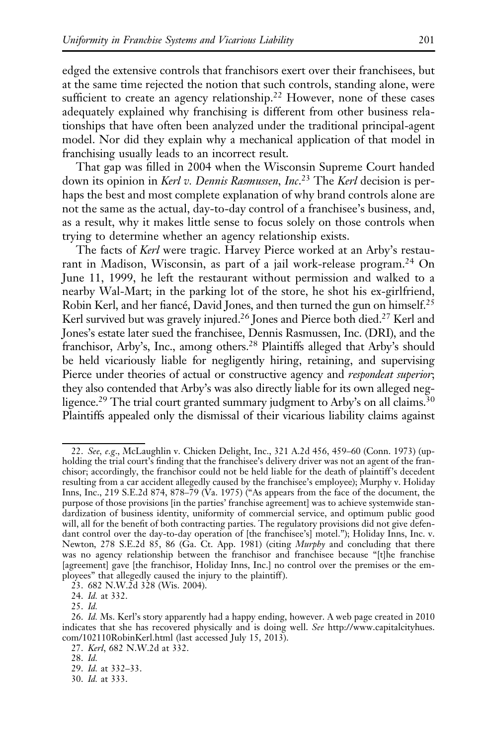edged the extensive controls that franchisors exert over their franchisees, but at the same time rejected the notion that such controls, standing alone, were sufficient to create an agency relationship.[22] However, none of these cases adequately explained why franchising is different from other business relationships that have often been analyzed under the traditional principal-agent model. Nor did they explain why a mechanical application of that model in franchising usually leads to an incorrect result.

That gap was filled in 2004 when the Wisconsin Supreme Court handed down its opinion in *Kerl v. Dennis Rasmussen, Inc*.[23] The *Kerl* decision is perhaps the best and most complete explanation of why brand controls alone are not the same as the actual, day-to-day control of a franchisee's business, and, as a result, why it makes little sense to focus solely on those controls when trying to determine whether an agency relationship exists.

The facts of *Kerl* were tragic. Harvey Pierce worked at an Arby's restaurant in Madison, Wisconsin, as part of a jail work-release program.[24] On June 11, 1999, he left the restaurant without permission and walked to a nearby Wal-Mart; in the parking lot of the store, he shot his ex-girlfriend, Robin Kerl, and her fiancé, David Jones, and then turned the gun on himself.[25] Kerl survived but was gravely injured.[26] Jones and Pierce both died.[27] Kerl and Jones's estate later sued the franchisee, Dennis Rasmussen, Inc. (DRI), and the franchisor, Arby's, Inc., among others.[28] Plaintiffs alleged that Arby's should be held vicariously liable for negligently hiring, retaining, and supervising Pierce under theories of actual or constructive agency and *respondeat superior*; they also contended that Arby's was also directly liable for its own alleged negligence.[29] The trial court granted summary judgment to Arby's on all claims.[30] Plaintiffs appealed only the dismissal of their vicarious liability claims against

---

22. *See, e.g.*, McLaughlin v. Chicken Delight, Inc., 321 A.2d 456, 459–60 (Conn. 1973) (upholding the trial court's finding that the franchisee's delivery driver was not an agent of the franchisor; accordingly, the franchisor could not be held liable for the death of plaintiff's decedent resulting from a car accident allegedly caused by the franchisee's employee); Murphy v. Holiday Inns, Inc., 219 S.E.2d 874, 878–79 (Va. 1975) ("As appears from the face of the document, the purpose of those provisions [in the parties' franchise agreement] was to achieve systemwide standardization of business identity, uniformity of commercial service, and optimum public good will, all for the benefit of both contracting parties. The regulatory provisions did not give defendant control over the day-to-day operation of [the franchisee's] motel."); Holiday Inns, Inc. v. Newton, 278 S.E.2d 85, 86 (Ga. Ct. App. 1981) (citing *Murphy* and concluding that there was no agency relationship between the franchisor and franchisee because "[t]he franchise [agreement] gave [the franchisor, Holiday Inns, Inc.] no control over the premises or the employees" that allegedly caused the injury to the plaintiff).

23. 682 N.W.2d 328 (Wis. 2004).

24. *Id.* at 332.

25. *Id.*

26. *Id.* Ms. Kerl's story apparently had a happy ending, however. A web page created in 2010 indicates that she has recovered physically and is doing well. *See* http://www.capitalcityhues.com/102110RobinKerl.html (last accessed July 15, 2013).

27. *Kerl*, 682 N.W.2d at 332.

28. *Id.*

29. *Id.* at 332–33.

30. *Id.* at 333.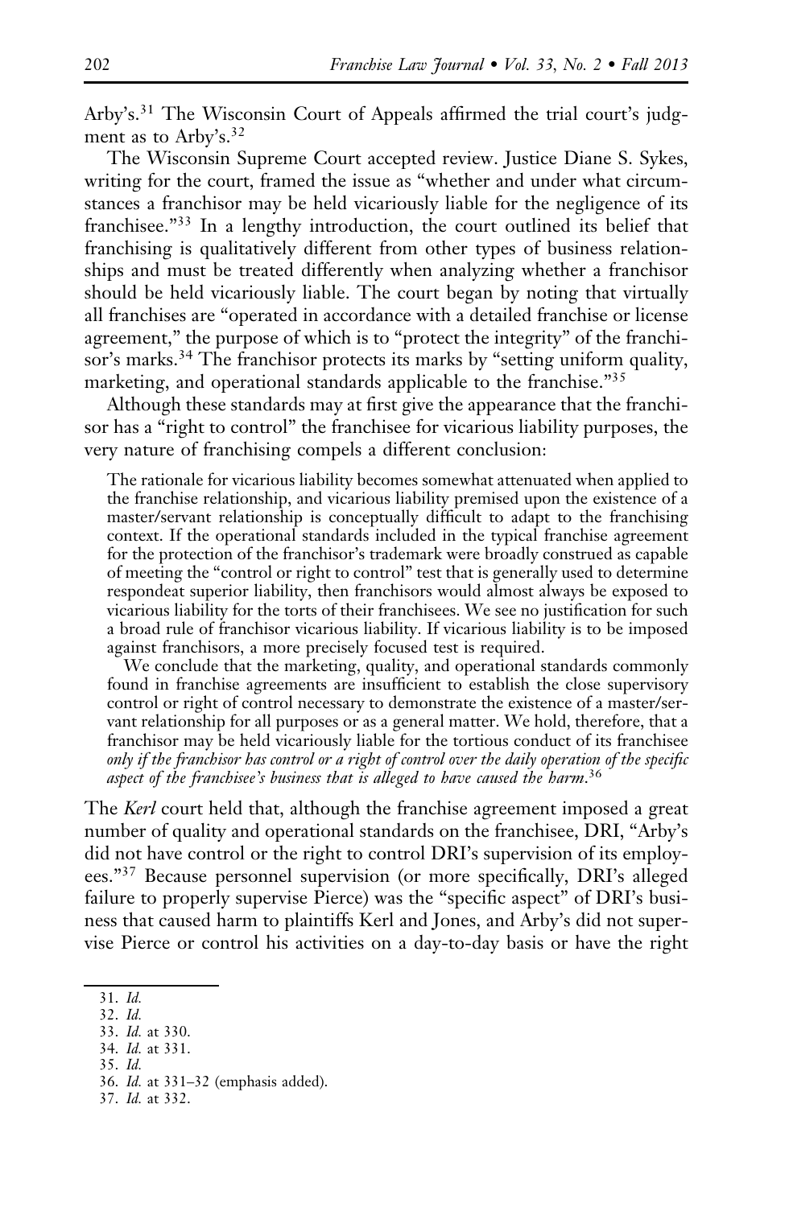Arby's.[31] The Wisconsin Court of Appeals affirmed the trial court's judgment as to Arby's.[32]

The Wisconsin Supreme Court accepted review. Justice Diane S. Sykes, writing for the court, framed the issue as "whether and under what circumstances a franchisor may be held vicariously liable for the negligence of its franchisee."[33] In a lengthy introduction, the court outlined its belief that franchising is qualitatively different from other types of business relationships and must be treated differently when analyzing whether a franchisor should be held vicariously liable. The court began by noting that virtually all franchises are "operated in accordance with a detailed franchise or license agreement," the purpose of which is to "protect the integrity" of the franchisor's marks.[34] The franchisor protects its marks by "setting uniform quality, marketing, and operational standards applicable to the franchise."[35]

Although these standards may at first give the appearance that the franchisor has a "right to control" the franchisee for vicarious liability purposes, the very nature of franchising compels a different conclusion:

> The rationale for vicarious liability becomes somewhat attenuated when applied to the franchise relationship, and vicarious liability premised upon the existence of a master/servant relationship is conceptually difficult to adapt to the franchising context. If the operational standards included in the typical franchise agreement for the protection of the franchisor's trademark were broadly construed as capable of meeting the "control or right to control" test that is generally used to determine respondeat superior liability, then franchisors would almost always be exposed to vicarious liability for the torts of their franchisees. We see no justification for such a broad rule of franchisor vicarious liability. If vicarious liability is to be imposed against franchisors, a more precisely focused test is required.
>
> We conclude that the marketing, quality, and operational standards commonly found in franchise agreements are insufficient to establish the close supervisory control or right of control necessary to demonstrate the existence of a master/servant relationship for all purposes or as a general matter. We hold, therefore, that a franchisor may be held vicariously liable for the tortious conduct of its franchisee *only if the franchisor has control or a right of control over the daily operation of the specific aspect of the franchisee's business that is alleged to have caused the harm*.[36]

The *Kerl* court held that, although the franchise agreement imposed a great number of quality and operational standards on the franchisee, DRI, "Arby's did not have control or the right to control DRI's supervision of its employees."[37] Because personnel supervision (or more specifically, DRI's alleged failure to properly supervise Pierce) was the "specific aspect" of DRI's business that caused harm to plaintiffs Kerl and Jones, and Arby's did not supervise Pierce or control his activities on a day-to-day basis or have the right

---

31. *Id.*
32. *Id.*
33. *Id.* at 330.
34. *Id.* at 331.
35. *Id.*
36. *Id.* at 331–32 (emphasis added).
37. *Id.* at 332.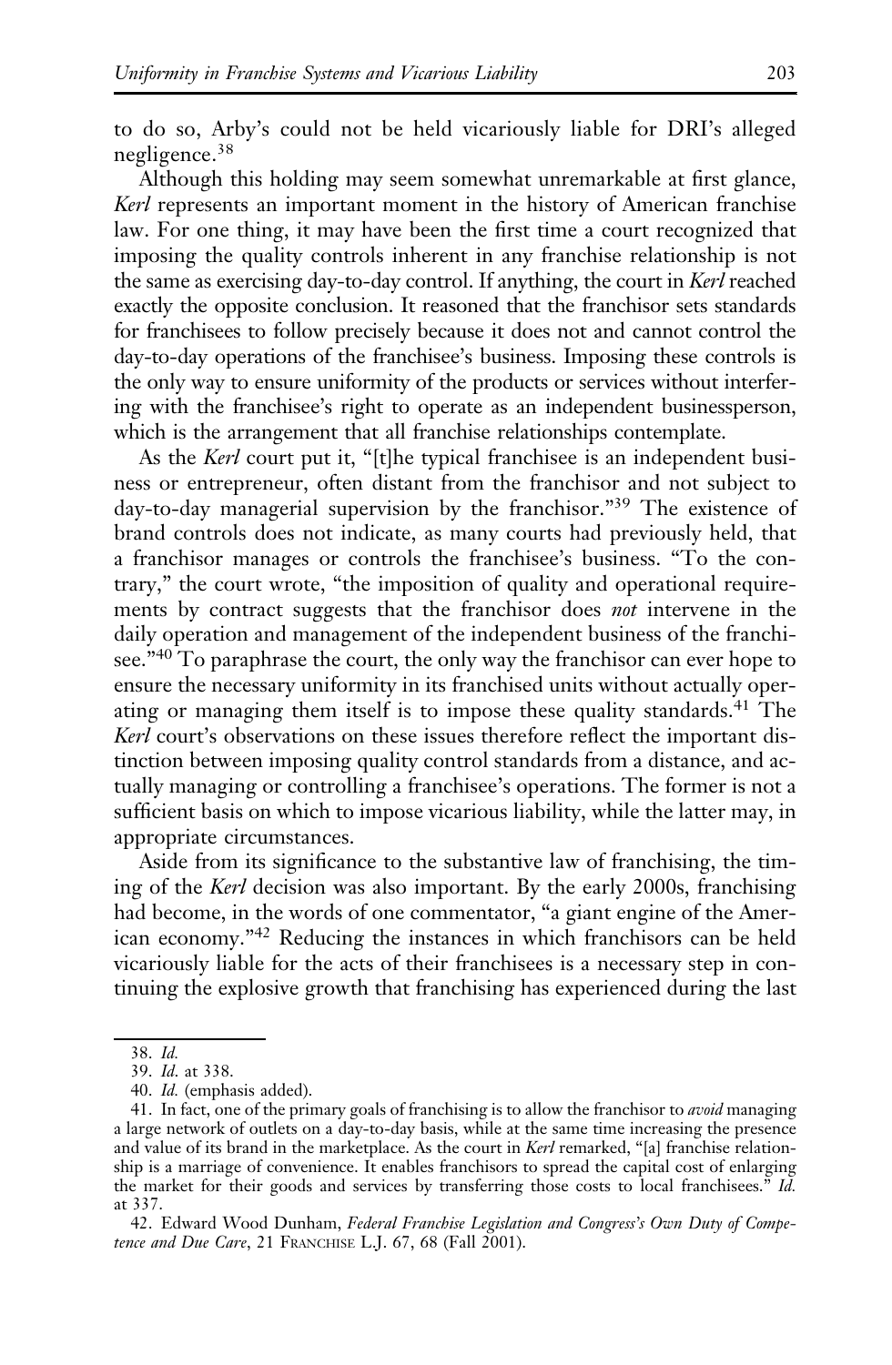to do so, Arby's could not be held vicariously liable for DRI's alleged negligence.[38]

Although this holding may seem somewhat unremarkable at first glance, *Kerl* represents an important moment in the history of American franchise law. For one thing, it may have been the first time a court recognized that imposing the quality controls inherent in any franchise relationship is not the same as exercising day-to-day control. If anything, the court in *Kerl* reached exactly the opposite conclusion. It reasoned that the franchisor sets standards for franchisees to follow precisely because it does not and cannot control the day-to-day operations of the franchisee's business. Imposing these controls is the only way to ensure uniformity of the products or services without interfering with the franchisee's right to operate as an independent businessperson, which is the arrangement that all franchise relationships contemplate.

As the *Kerl* court put it, "[t]he typical franchisee is an independent business or entrepreneur, often distant from the franchisor and not subject to day-to-day managerial supervision by the franchisor."[39] The existence of brand controls does not indicate, as many courts had previously held, that a franchisor manages or controls the franchisee's business. "To the contrary," the court wrote, "the imposition of quality and operational requirements by contract suggests that the franchisor does *not* intervene in the daily operation and management of the independent business of the franchisee."[40] To paraphrase the court, the only way the franchisor can ever hope to ensure the necessary uniformity in its franchised units without actually operating or managing them itself is to impose these quality standards.[41] The *Kerl* court's observations on these issues therefore reflect the important distinction between imposing quality control standards from a distance, and actually managing or controlling a franchisee's operations. The former is not a sufficient basis on which to impose vicarious liability, while the latter may, in appropriate circumstances.

Aside from its significance to the substantive law of franchising, the timing of the *Kerl* decision was also important. By the early 2000s, franchising had become, in the words of one commentator, "a giant engine of the American economy."[42] Reducing the instances in which franchisors can be held vicariously liable for the acts of their franchisees is a necessary step in continuing the explosive growth that franchising has experienced during the last

---

38. *Id.*

39. *Id.* at 338.

40. *Id.* (emphasis added).

41. In fact, one of the primary goals of franchising is to allow the franchisor to *avoid* managing a large network of outlets on a day-to-day basis, while at the same time increasing the presence and value of its brand in the marketplace. As the court in *Kerl* remarked, "[a] franchise relationship is a marriage of convenience. It enables franchisors to spread the capital cost of enlarging the market for their goods and services by transferring those costs to local franchisees." *Id.* at 337.

42. Edward Wood Dunham, *Federal Franchise Legislation and Congress's Own Duty of Competence and Due Care*, 21 Franchise L.J. 67, 68 (Fall 2001).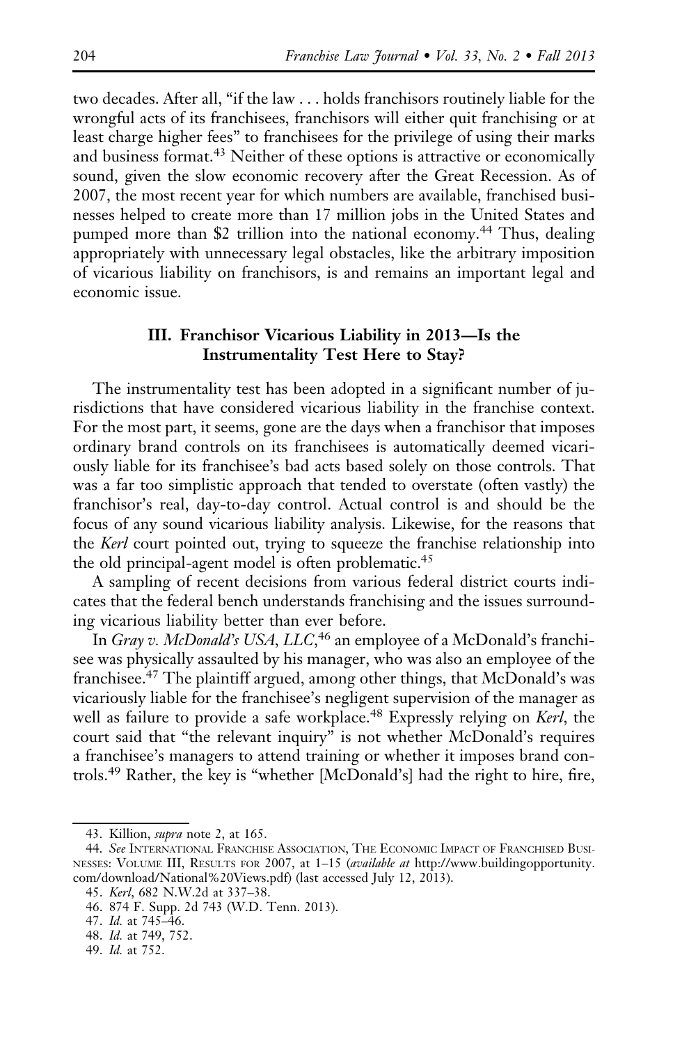two decades. After all, "if the law . . . holds franchisors routinely liable for the wrongful acts of its franchisees, franchisors will either quit franchising or at least charge higher fees" to franchisees for the privilege of using their marks and business format.[43] Neither of these options is attractive or economically sound, given the slow economic recovery after the Great Recession. As of 2007, the most recent year for which numbers are available, franchised businesses helped to create more than 17 million jobs in the United States and pumped more than $2 trillion into the national economy.[44] Thus, dealing appropriately with unnecessary legal obstacles, like the arbitrary imposition of vicarious liability on franchisors, is and remains an important legal and economic issue.

## III. Franchisor Vicarious Liability in 2013—Is the Instrumentality Test Here to Stay?

The instrumentality test has been adopted in a significant number of jurisdictions that have considered vicarious liability in the franchise context. For the most part, it seems, gone are the days when a franchisor that imposes ordinary brand controls on its franchisees is automatically deemed vicariously liable for its franchisee's bad acts based solely on those controls. That was a far too simplistic approach that tended to overstate (often vastly) the franchisor's real, day-to-day control. Actual control is and should be the focus of any sound vicarious liability analysis. Likewise, for the reasons that the *Kerl* court pointed out, trying to squeeze the franchise relationship into the old principal-agent model is often problematic.[45]

A sampling of recent decisions from various federal district courts indicates that the federal bench understands franchising and the issues surrounding vicarious liability better than ever before.

In *Gray v. McDonald's USA, LLC*,[46] an employee of a McDonald's franchisee was physically assaulted by his manager, who was also an employee of the franchisee.[47] The plaintiff argued, among other things, that McDonald's was vicariously liable for the franchisee's negligent supervision of the manager as well as failure to provide a safe workplace.[48] Expressly relying on *Kerl*, the court said that "the relevant inquiry" is not whether McDonald's requires a franchisee's managers to attend training or whether it imposes brand controls.[49] Rather, the key is "whether [McDonald's] had the right to hire, fire,

---

43. Killion, *supra* note 2, at 165.

44. *See* International Franchise Association, The Economic Impact of Franchised Businesses: Volume III, Results for 2007, at 1–15 (*available at* http://www.buildingopportunity.com/download/National%20Views.pdf) (last accessed July 12, 2013).

45. *Kerl*, 682 N.W.2d at 337–38.

46. 874 F. Supp. 2d 743 (W.D. Tenn. 2013).

47. *Id.* at 745–46.

48. *Id.* at 749, 752.

49. *Id.* at 752.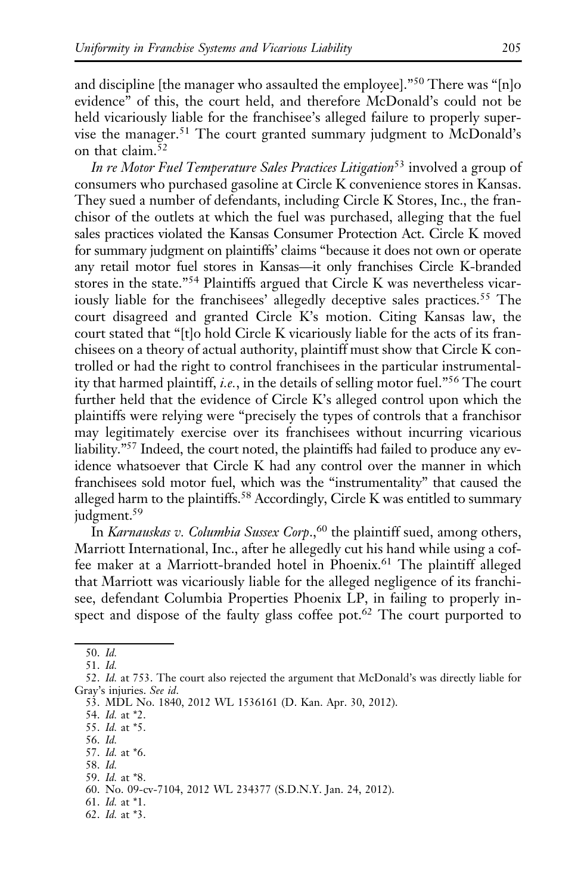and discipline [the manager who assaulted the employee]."[50] There was "[n]o evidence" of this, the court held, and therefore McDonald's could not be held vicariously liable for the franchisee's alleged failure to properly supervise the manager.[51] The court granted summary judgment to McDonald's on that claim.[52]

*In re Motor Fuel Temperature Sales Practices Litigation*[53] involved a group of consumers who purchased gasoline at Circle K convenience stores in Kansas. They sued a number of defendants, including Circle K Stores, Inc., the franchisor of the outlets at which the fuel was purchased, alleging that the fuel sales practices violated the Kansas Consumer Protection Act. Circle K moved for summary judgment on plaintiffs' claims "because it does not own or operate any retail motor fuel stores in Kansas—it only franchises Circle K-branded stores in the state."[54] Plaintiffs argued that Circle K was nevertheless vicariously liable for the franchisees' allegedly deceptive sales practices.[55] The court disagreed and granted Circle K's motion. Citing Kansas law, the court stated that "[t]o hold Circle K vicariously liable for the acts of its franchisees on a theory of actual authority, plaintiff must show that Circle K controlled or had the right to control franchisees in the particular instrumentality that harmed plaintiff, *i.e.*, in the details of selling motor fuel."[56] The court further held that the evidence of Circle K's alleged control upon which the plaintiffs were relying were "precisely the types of controls that a franchisor may legitimately exercise over its franchisees without incurring vicarious liability."[57] Indeed, the court noted, the plaintiffs had failed to produce any evidence whatsoever that Circle K had any control over the manner in which franchisees sold motor fuel, which was the "instrumentality" that caused the alleged harm to the plaintiffs.[58] Accordingly, Circle K was entitled to summary judgment.[59]

In *Karnauskas v. Columbia Sussex Corp.*,[60] the plaintiff sued, among others, Marriott International, Inc., after he allegedly cut his hand while using a coffee maker at a Marriott-branded hotel in Phoenix.[61] The plaintiff alleged that Marriott was vicariously liable for the alleged negligence of its franchisee, defendant Columbia Properties Phoenix LP, in failing to properly inspect and dispose of the faulty glass coffee pot.[62] The court purported to

---

50. *Id.*

51. *Id.*

52. *Id.* at 753. The court also rejected the argument that McDonald's was directly liable for Gray's injuries. *See id.*

53. MDL No. 1840, 2012 WL 1536161 (D. Kan. Apr. 30, 2012).

54. *Id.* at *2.

55. *Id.* at *5.

56. *Id.*

57. *Id.* at *6.

58. *Id.*

59. *Id.* at *8.

60. No. 09-cv-7104, 2012 WL 234377 (S.D.N.Y. Jan. 24, 2012).

61. *Id.* at *1.

62. *Id.* at *3.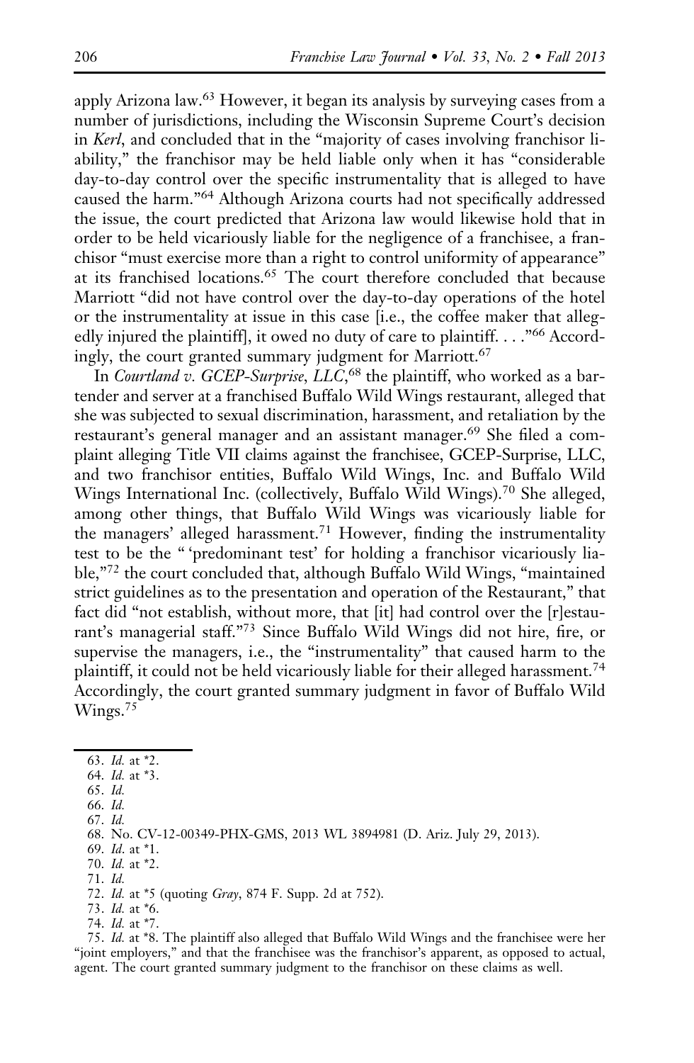apply Arizona law.[63] However, it began its analysis by surveying cases from a number of jurisdictions, including the Wisconsin Supreme Court's decision in *Kerl*, and concluded that in the "majority of cases involving franchisor liability," the franchisor may be held liable only when it has "considerable day-to-day control over the specific instrumentality that is alleged to have caused the harm."[64] Although Arizona courts had not specifically addressed the issue, the court predicted that Arizona law would likewise hold that in order to be held vicariously liable for the negligence of a franchisee, a franchisor "must exercise more than a right to control uniformity of appearance" at its franchised locations.[65] The court therefore concluded that because Marriott "did not have control over the day-to-day operations of the hotel or the instrumentality at issue in this case [i.e., the coffee maker that allegedly injured the plaintiff], it owed no duty of care to plaintiff. . . ."[66] Accordingly, the court granted summary judgment for Marriott.[67]

In *Courtland v. GCEP-Surprise, LLC*,[68] the plaintiff, who worked as a bartender and server at a franchised Buffalo Wild Wings restaurant, alleged that she was subjected to sexual discrimination, harassment, and retaliation by the restaurant's general manager and an assistant manager.[69] She filed a complaint alleging Title VII claims against the franchisee, GCEP-Surprise, LLC, and two franchisor entities, Buffalo Wild Wings, Inc. and Buffalo Wild Wings International Inc. (collectively, Buffalo Wild Wings).[70] She alleged, among other things, that Buffalo Wild Wings was vicariously liable for the managers' alleged harassment.[71] However, finding the instrumentality test to be the "'predominant test' for holding a franchisor vicariously liable,"[72] the court concluded that, although Buffalo Wild Wings, "maintained strict guidelines as to the presentation and operation of the Restaurant," that fact did "not establish, without more, that [it] had control over the [r]estaurant's managerial staff."[73] Since Buffalo Wild Wings did not hire, fire, or supervise the managers, i.e., the "instrumentality" that caused harm to the plaintiff, it could not be held vicariously liable for their alleged harassment.[74] Accordingly, the court granted summary judgment in favor of Buffalo Wild Wings.[75]

63. *Id.* at *2.
64. *Id.* at *3.
65. *Id.*
66. *Id.*
67. *Id.*
68. No. CV-12-00349-PHX-GMS, 2013 WL 3894981 (D. Ariz. July 29, 2013).
69. *Id.* at *1.
70. *Id.* at *2.
71. *Id.*
72. *Id.* at *5 (quoting *Gray*, 874 F. Supp. 2d at 752).
73. *Id.* at *6.
74. *Id.* at *7.
75. *Id.* at *8. The plaintiff also alleged that Buffalo Wild Wings and the franchisee were her "joint employers," and that the franchisee was the franchisor's apparent, as opposed to actual, agent. The court granted summary judgment to the franchisor on these claims as well.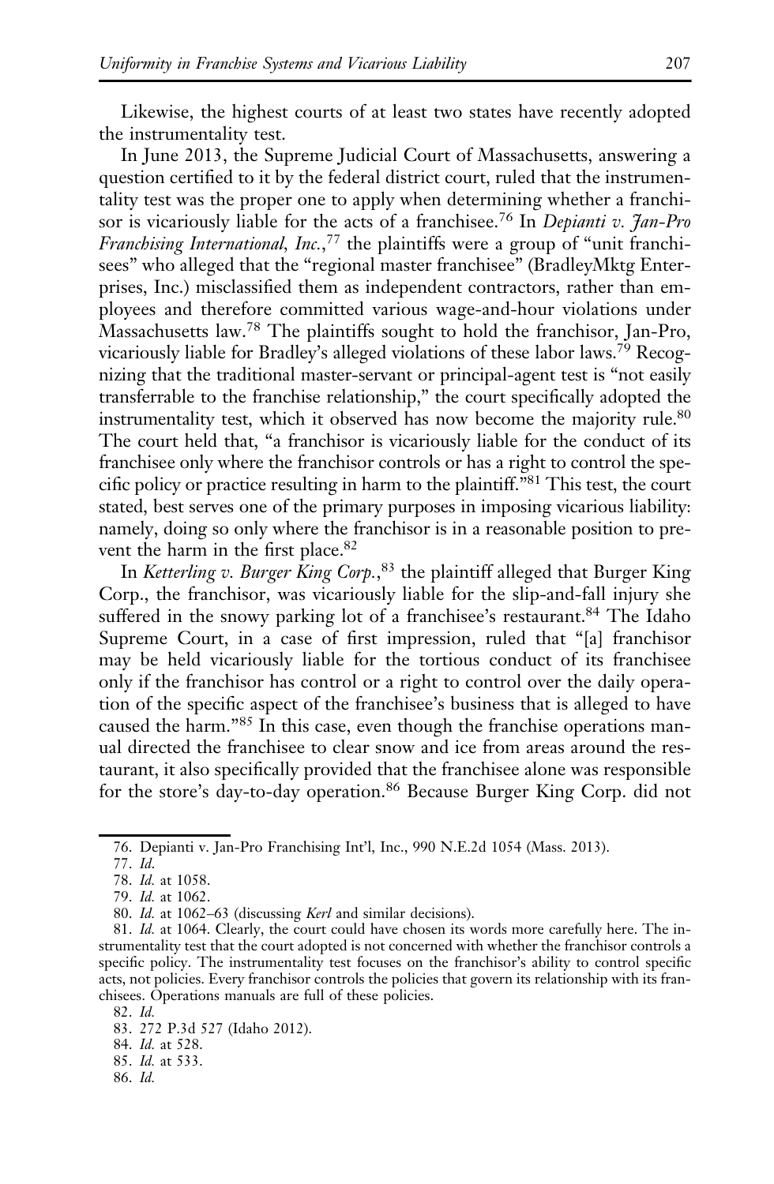Likewise, the highest courts of at least two states have recently adopted the instrumentality test.

In June 2013, the Supreme Judicial Court of Massachusetts, answering a question certified to it by the federal district court, ruled that the instrumentality test was the proper one to apply when determining whether a franchisor is vicariously liable for the acts of a franchisee.[76] In *Depianti v. Jan-Pro Franchising International, Inc.*,[77] the plaintiffs were a group of "unit franchisees" who alleged that the "regional master franchisee" (BradleyMktg Enterprises, Inc.) misclassified them as independent contractors, rather than employees and therefore committed various wage-and-hour violations under Massachusetts law.[78] The plaintiffs sought to hold the franchisor, Jan-Pro, vicariously liable for Bradley's alleged violations of these labor laws.[79] Recognizing that the traditional master-servant or principal-agent test is "not easily transferrable to the franchise relationship," the court specifically adopted the instrumentality test, which it observed has now become the majority rule.[80] The court held that, "a franchisor is vicariously liable for the conduct of its franchisee only where the franchisor controls or has a right to control the specific policy or practice resulting in harm to the plaintiff."[81] This test, the court stated, best serves one of the primary purposes in imposing vicarious liability: namely, doing so only where the franchisor is in a reasonable position to prevent the harm in the first place.[82]

In *Ketterling v. Burger King Corp.*,[83] the plaintiff alleged that Burger King Corp., the franchisor, was vicariously liable for the slip-and-fall injury she suffered in the snowy parking lot of a franchisee's restaurant.[84] The Idaho Supreme Court, in a case of first impression, ruled that "[a] franchisor may be held vicariously liable for the tortious conduct of its franchisee only if the franchisor has control or a right to control over the daily operation of the specific aspect of the franchisee's business that is alleged to have caused the harm."[85] In this case, even though the franchise operations manual directed the franchisee to clear snow and ice from areas around the restaurant, it also specifically provided that the franchisee alone was responsible for the store's day-to-day operation.[86] Because Burger King Corp. did not

---

76. Depianti v. Jan-Pro Franchising Int'l, Inc., 990 N.E.2d 1054 (Mass. 2013).

77. *Id.*

78. *Id.* at 1058.

79. *Id.* at 1062.

80. *Id.* at 1062–63 (discussing *Kerl* and similar decisions).

81. *Id.* at 1064. Clearly, the court could have chosen its words more carefully here. The instrumentality test that the court adopted is not concerned with whether the franchisor controls a specific policy. The instrumentality test focuses on the franchisor's ability to control specific acts, not policies. Every franchisor controls the policies that govern its relationship with its franchisees. Operations manuals are full of these policies.

82. *Id.*

83. 272 P.3d 527 (Idaho 2012).

84. *Id.* at 528.

85. *Id.* at 533.

86. *Id.*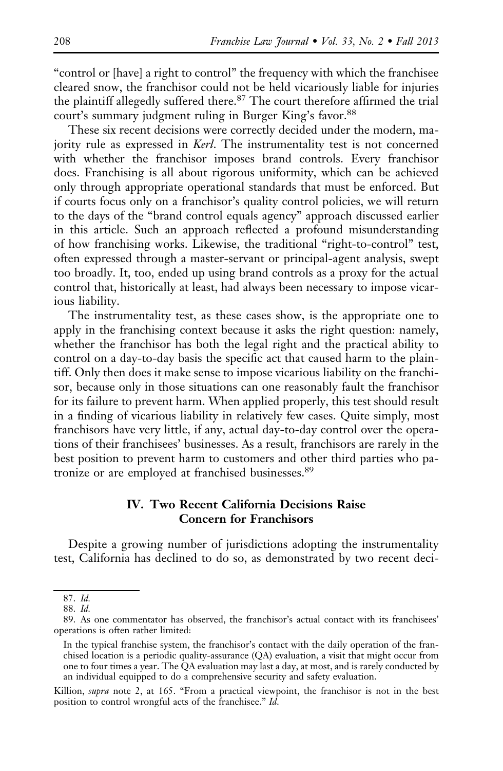"control or [have] a right to control" the frequency with which the franchisee cleared snow, the franchisor could not be held vicariously liable for injuries the plaintiff allegedly suffered there.[87] The court therefore affirmed the trial court's summary judgment ruling in Burger King's favor.[88]

These six recent decisions were correctly decided under the modern, majority rule as expressed in *Kerl*. The instrumentality test is not concerned with whether the franchisor imposes brand controls. Every franchisor does. Franchising is all about rigorous uniformity, which can be achieved only through appropriate operational standards that must be enforced. But if courts focus only on a franchisor's quality control policies, we will return to the days of the "brand control equals agency" approach discussed earlier in this article. Such an approach reflected a profound misunderstanding of how franchising works. Likewise, the traditional "right-to-control" test, often expressed through a master-servant or principal-agent analysis, swept too broadly. It, too, ended up using brand controls as a proxy for the actual control that, historically at least, had always been necessary to impose vicarious liability.

The instrumentality test, as these cases show, is the appropriate one to apply in the franchising context because it asks the right question: namely, whether the franchisor has both the legal right and the practical ability to control on a day-to-day basis the specific act that caused harm to the plaintiff. Only then does it make sense to impose vicarious liability on the franchisor, because only in those situations can one reasonably fault the franchisor for its failure to prevent harm. When applied properly, this test should result in a finding of vicarious liability in relatively few cases. Quite simply, most franchisors have very little, if any, actual day-to-day control over the operations of their franchisees' businesses. As a result, franchisors are rarely in the best position to prevent harm to customers and other third parties who patronize or are employed at franchised businesses.[89]

## IV. Two Recent California Decisions Raise Concern for Franchisors

Despite a growing number of jurisdictions adopting the instrumentality test, California has declined to do so, as demonstrated by two recent deci-

---

87. *Id.*

88. *Id.*

89. As one commentator has observed, the franchisor's actual contact with its franchisees' operations is often rather limited:

> In the typical franchise system, the franchisor's contact with the daily operation of the franchised location is a periodic quality-assurance (QA) evaluation, a visit that might occur from one to four times a year. The QA evaluation may last a day, at most, and is rarely conducted by an individual equipped to do a comprehensive security and safety evaluation.

Killion, *supra* note 2, at 165. "From a practical viewpoint, the franchisor is not in the best position to control wrongful acts of the franchisee." *Id.*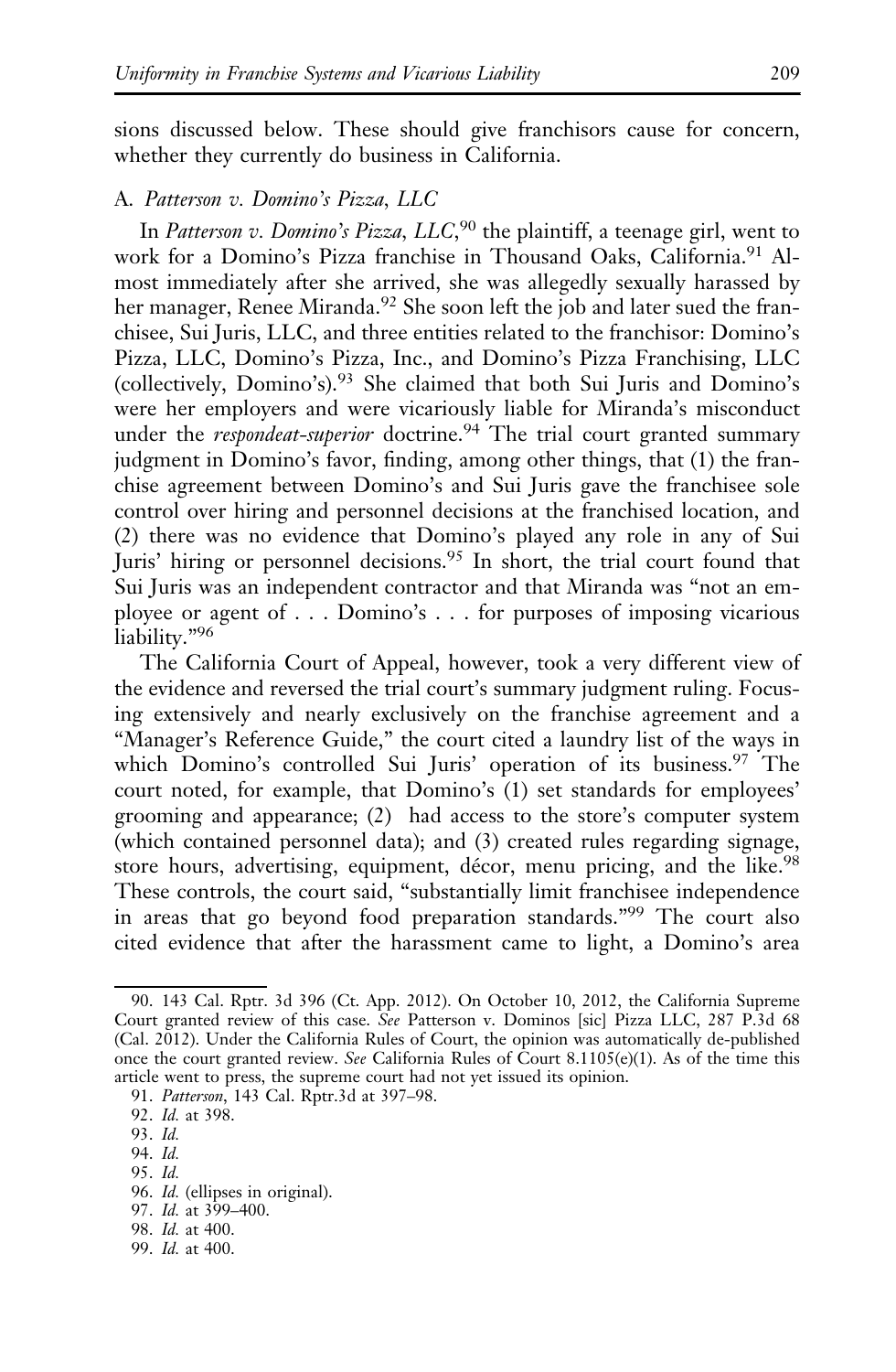sions discussed below. These should give franchisors cause for concern, whether they currently do business in California.

### A. *Patterson v. Domino's Pizza, LLC*

In *Patterson v. Domino's Pizza, LLC*,[90] the plaintiff, a teenage girl, went to work for a Domino's Pizza franchise in Thousand Oaks, California.[91] Almost immediately after she arrived, she was allegedly sexually harassed by her manager, Renee Miranda.[92] She soon left the job and later sued the franchisee, Sui Juris, LLC, and three entities related to the franchisor: Domino's Pizza, LLC, Domino's Pizza, Inc., and Domino's Pizza Franchising, LLC (collectively, Domino's).[93] She claimed that both Sui Juris and Domino's were her employers and were vicariously liable for Miranda's misconduct under the *respondeat-superior* doctrine.[94] The trial court granted summary judgment in Domino's favor, finding, among other things, that (1) the franchise agreement between Domino's and Sui Juris gave the franchisee sole control over hiring and personnel decisions at the franchised location, and (2) there was no evidence that Domino's played any role in any of Sui Juris' hiring or personnel decisions.[95] In short, the trial court found that Sui Juris was an independent contractor and that Miranda was "not an employee or agent of . . . Domino's . . . for purposes of imposing vicarious liability."[96]

The California Court of Appeal, however, took a very different view of the evidence and reversed the trial court's summary judgment ruling. Focusing extensively and nearly exclusively on the franchise agreement and a "Manager's Reference Guide," the court cited a laundry list of the ways in which Domino's controlled Sui Juris' operation of its business.[97] The court noted, for example, that Domino's (1) set standards for employees' grooming and appearance; (2) had access to the store's computer system (which contained personnel data); and (3) created rules regarding signage, store hours, advertising, equipment, décor, menu pricing, and the like.[98] These controls, the court said, "substantially limit franchisee independence in areas that go beyond food preparation standards."[99] The court also cited evidence that after the harassment came to light, a Domino's area

---

90. 143 Cal. Rptr. 3d 396 (Ct. App. 2012). On October 10, 2012, the California Supreme Court granted review of this case. *See* Patterson v. Dominos [sic] Pizza LLC, 287 P.3d 68 (Cal. 2012). Under the California Rules of Court, the opinion was automatically de-published once the court granted review. *See* California Rules of Court 8.1105(e)(1). As of the time this article went to press, the supreme court had not yet issued its opinion.

91. *Patterson*, 143 Cal. Rptr.3d at 397–98.

92. *Id.* at 398.

93. *Id.*

94. *Id.*

95. *Id.*

96. *Id.* (ellipses in original).

97. *Id.* at 399–400.

98. *Id.* at 400.

99. *Id.* at 400.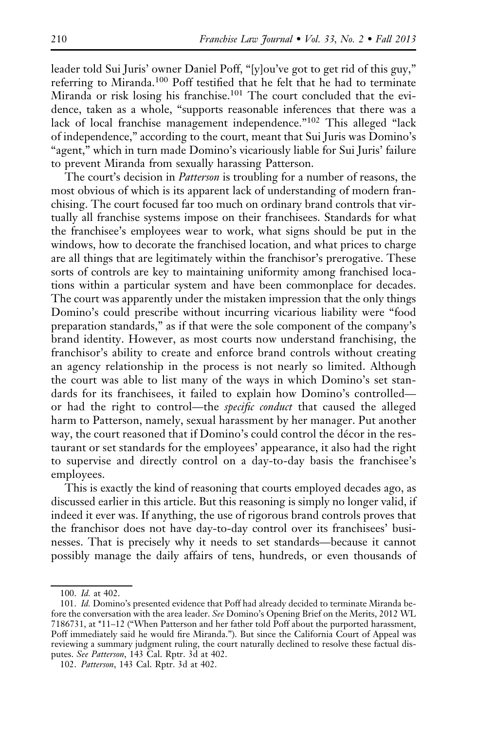leader told Sui Juris' owner Daniel Poff, "[y]ou've got to get rid of this guy," referring to Miranda.[100] Poff testified that he felt that he had to terminate Miranda or risk losing his franchise.[101] The court concluded that the evidence, taken as a whole, "supports reasonable inferences that there was a lack of local franchise management independence."[102] This alleged "lack of independence," according to the court, meant that Sui Juris was Domino's "agent," which in turn made Domino's vicariously liable for Sui Juris' failure to prevent Miranda from sexually harassing Patterson.

The court's decision in *Patterson* is troubling for a number of reasons, the most obvious of which is its apparent lack of understanding of modern franchising. The court focused far too much on ordinary brand controls that virtually all franchise systems impose on their franchisees. Standards for what the franchisee's employees wear to work, what signs should be put in the windows, how to decorate the franchised location, and what prices to charge are all things that are legitimately within the franchisor's prerogative. These sorts of controls are key to maintaining uniformity among franchised locations within a particular system and have been commonplace for decades. The court was apparently under the mistaken impression that the only things Domino's could prescribe without incurring vicarious liability were "food preparation standards," as if that were the sole component of the company's brand identity. However, as most courts now understand franchising, the franchisor's ability to create and enforce brand controls without creating an agency relationship in the process is not nearly so limited. Although the court was able to list many of the ways in which Domino's set standards for its franchisees, it failed to explain how Domino's controlled—or had the right to control—the *specific conduct* that caused the alleged harm to Patterson, namely, sexual harassment by her manager. Put another way, the court reasoned that if Domino's could control the décor in the restaurant or set standards for the employees' appearance, it also had the right to supervise and directly control on a day-to-day basis the franchisee's employees.

This is exactly the kind of reasoning that courts employed decades ago, as discussed earlier in this article. But this reasoning is simply no longer valid, if indeed it ever was. If anything, the use of rigorous brand controls proves that the franchisor does not have day-to-day control over its franchisees' businesses. That is precisely why it needs to set standards—because it cannot possibly manage the daily affairs of tens, hundreds, or even thousands of

---

100. *Id.* at 402.

101. *Id.* Domino's presented evidence that Poff had already decided to terminate Miranda before the conversation with the area leader. *See* Domino's Opening Brief on the Merits, 2012 WL 7186731, at *11–12 ("When Patterson and her father told Poff about the purported harassment, Poff immediately said he would fire Miranda."). But since the California Court of Appeal was reviewing a summary judgment ruling, the court naturally declined to resolve these factual disputes. *See Patterson*, 143 Cal. Rptr. 3d at 402.

102. *Patterson*, 143 Cal. Rptr. 3d at 402.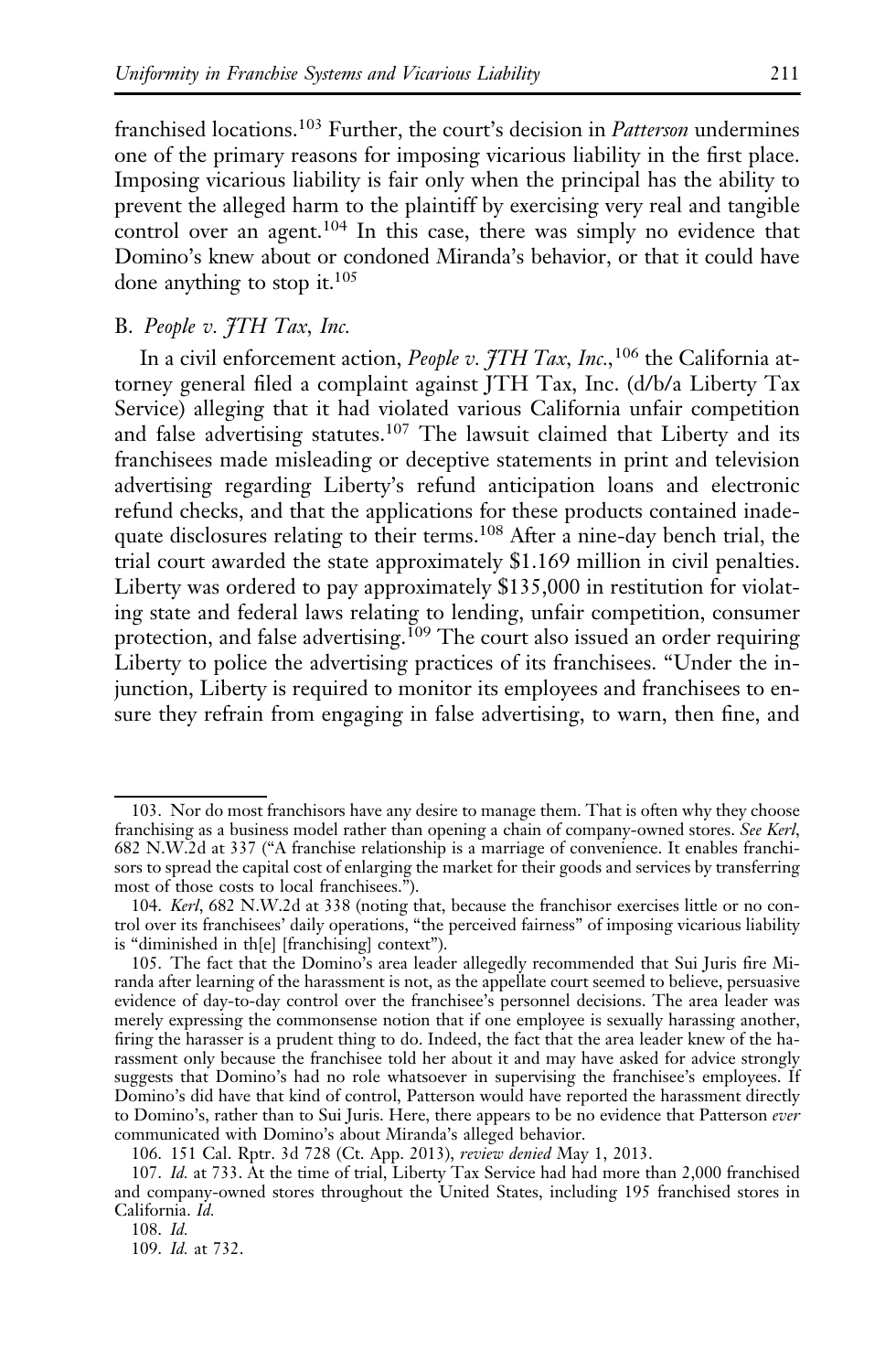franchised locations.[103] Further, the court's decision in *Patterson* undermines one of the primary reasons for imposing vicarious liability in the first place. Imposing vicarious liability is fair only when the principal has the ability to prevent the alleged harm to the plaintiff by exercising very real and tangible control over an agent.[104] In this case, there was simply no evidence that Domino's knew about or condoned Miranda's behavior, or that it could have done anything to stop it.[105]

### B. *People v. JTH Tax, Inc.*

In a civil enforcement action, *People v. JTH Tax, Inc.*,[106] the California attorney general filed a complaint against JTH Tax, Inc. (d/b/a Liberty Tax Service) alleging that it had violated various California unfair competition and false advertising statutes.[107] The lawsuit claimed that Liberty and its franchisees made misleading or deceptive statements in print and television advertising regarding Liberty's refund anticipation loans and electronic refund checks, and that the applications for these products contained inadequate disclosures relating to their terms.[108] After a nine-day bench trial, the trial court awarded the state approximately $1.169 million in civil penalties. Liberty was ordered to pay approximately $135,000 in restitution for violating state and federal laws relating to lending, unfair competition, consumer protection, and false advertising.[109] The court also issued an order requiring Liberty to police the advertising practices of its franchisees. "Under the injunction, Liberty is required to monitor its employees and franchisees to ensure they refrain from engaging in false advertising, to warn, then fine, and

---

103. Nor do most franchisors have any desire to manage them. That is often why they choose franchising as a business model rather than opening a chain of company-owned stores. *See Kerl*, 682 N.W.2d at 337 ("A franchise relationship is a marriage of convenience. It enables franchisors to spread the capital cost of enlarging the market for their goods and services by transferring most of those costs to local franchisees.").

104. *Kerl*, 682 N.W.2d at 338 (noting that, because the franchisor exercises little or no control over its franchisees' daily operations, "the perceived fairness" of imposing vicarious liability is "diminished in th[e] [franchising] context").

105. The fact that the Domino's area leader allegedly recommended that Sui Juris fire Miranda after learning of the harassment is not, as the appellate court seemed to believe, persuasive evidence of day-to-day control over the franchisee's personnel decisions. The area leader was merely expressing the commonsense notion that if one employee is sexually harassing another, firing the harasser is a prudent thing to do. Indeed, the fact that the area leader knew of the harassment only because the franchisee told her about it and may have asked for advice strongly suggests that Domino's had no role whatsoever in supervising the franchisee's employees. If Domino's did have that kind of control, Patterson would have reported the harassment directly to Domino's, rather than to Sui Juris. Here, there appears to be no evidence that Patterson *ever* communicated with Domino's about Miranda's alleged behavior.

106. 151 Cal. Rptr. 3d 728 (Ct. App. 2013), *review denied* May 1, 2013.

107. *Id.* at 733. At the time of trial, Liberty Tax Service had had more than 2,000 franchised and company-owned stores throughout the United States, including 195 franchised stores in California. *Id.*

108. *Id.*

109. *Id.* at 732.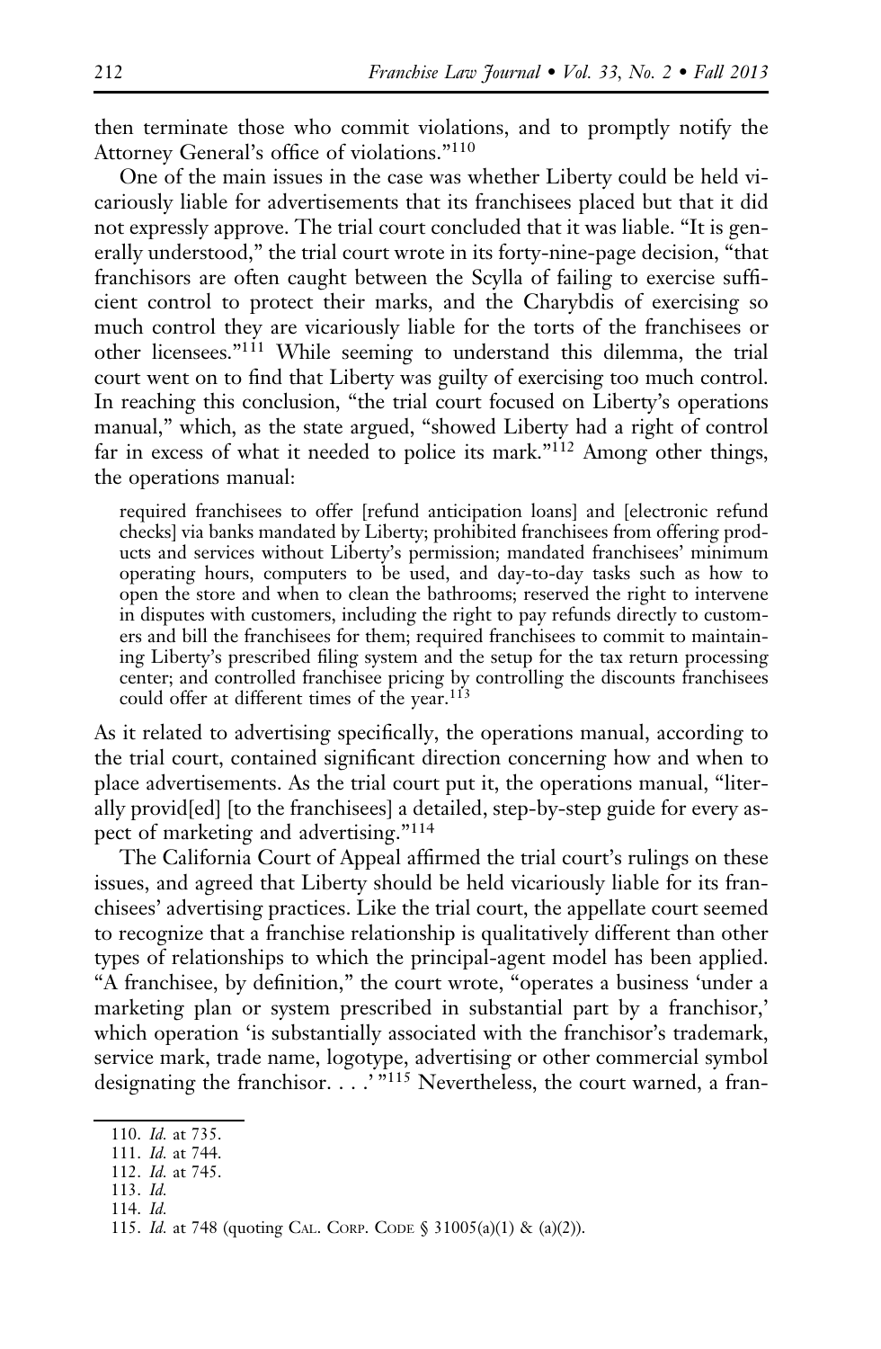then terminate those who commit violations, and to promptly notify the Attorney General's office of violations."[110]

One of the main issues in the case was whether Liberty could be held vicariously liable for advertisements that its franchisees placed but that it did not expressly approve. The trial court concluded that it was liable. "It is generally understood," the trial court wrote in its forty-nine-page decision, "that franchisors are often caught between the Scylla of failing to exercise sufficient control to protect their marks, and the Charybdis of exercising so much control they are vicariously liable for the torts of the franchisees or other licensees."[111] While seeming to understand this dilemma, the trial court went on to find that Liberty was guilty of exercising too much control. In reaching this conclusion, "the trial court focused on Liberty's operations manual," which, as the state argued, "showed Liberty had a right of control far in excess of what it needed to police its mark."[112] Among other things, the operations manual:

> required franchisees to offer [refund anticipation loans] and [electronic refund checks] via banks mandated by Liberty; prohibited franchisees from offering products and services without Liberty's permission; mandated franchisees' minimum operating hours, computers to be used, and day-to-day tasks such as how to open the store and when to clean the bathrooms; reserved the right to intervene in disputes with customers, including the right to pay refunds directly to customers and bill the franchisees for them; required franchisees to commit to maintaining Liberty's prescribed filing system and the setup for the tax return processing center; and controlled franchisee pricing by controlling the discounts franchisees could offer at different times of the year.[113]

As it related to advertising specifically, the operations manual, according to the trial court, contained significant direction concerning how and when to place advertisements. As the trial court put it, the operations manual, "literally provid[ed] [to the franchisees] a detailed, step-by-step guide for every aspect of marketing and advertising."[114]

The California Court of Appeal affirmed the trial court's rulings on these issues, and agreed that Liberty should be held vicariously liable for its franchisees' advertising practices. Like the trial court, the appellate court seemed to recognize that a franchise relationship is qualitatively different than other types of relationships to which the principal-agent model has been applied. "A franchisee, by definition," the court wrote, "operates a business 'under a marketing plan or system prescribed in substantial part by a franchisor,' which operation 'is substantially associated with the franchisor's trademark, service mark, trade name, logotype, advertising or other commercial symbol designating the franchisor. . . .' "[115] Nevertheless, the court warned, a fran-

---

110. *Id.* at 735.

111. *Id.* at 744.

112. *Id.* at 745.

113. *Id.*

114. *Id.*

115. *Id.* at 748 (quoting CAL. CORP. CODE § 31005(a)(1) & (a)(2)).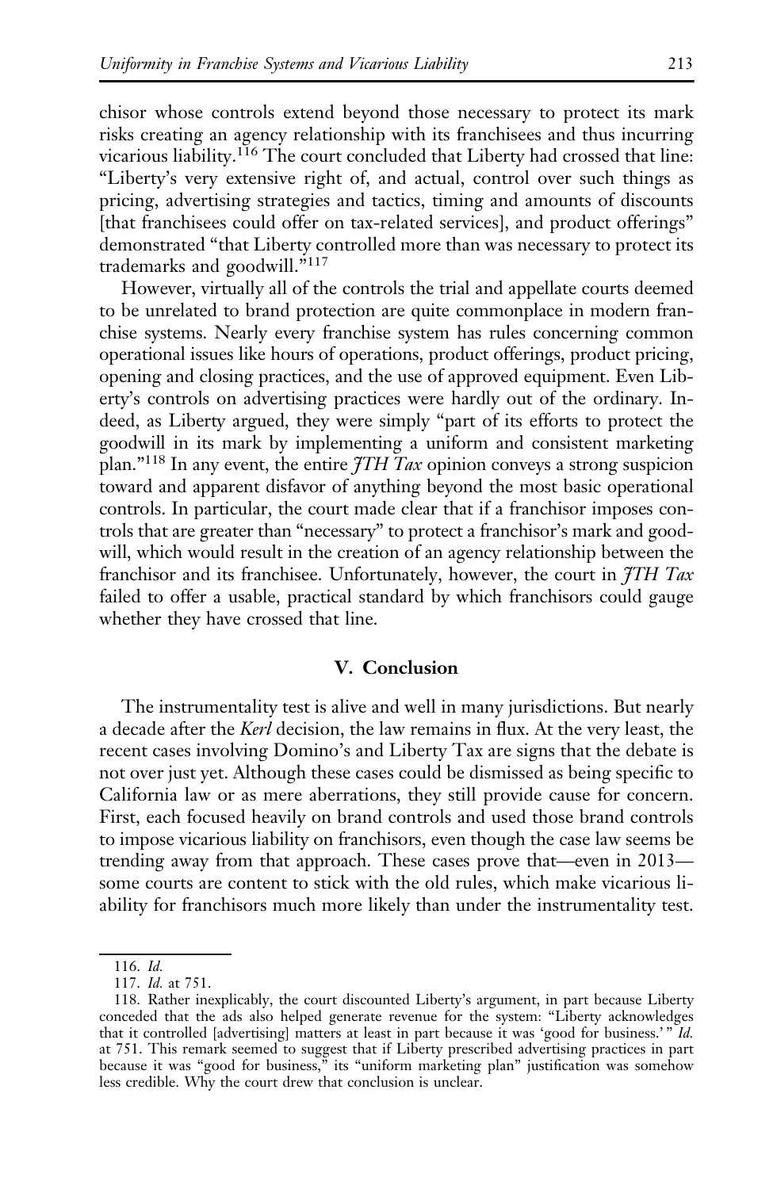chisor whose controls extend beyond those necessary to protect its mark risks creating an agency relationship with its franchisees and thus incurring vicarious liability.[116] The court concluded that Liberty had crossed that line: "Liberty's very extensive right of, and actual, control over such things as pricing, advertising strategies and tactics, timing and amounts of discounts [that franchisees could offer on tax-related services], and product offerings" demonstrated "that Liberty controlled more than was necessary to protect its trademarks and goodwill."[117]

However, virtually all of the controls the trial and appellate courts deemed to be unrelated to brand protection are quite commonplace in modern franchise systems. Nearly every franchise system has rules concerning common operational issues like hours of operations, product offerings, product pricing, opening and closing practices, and the use of approved equipment. Even Liberty's controls on advertising practices were hardly out of the ordinary. Indeed, as Liberty argued, they were simply "part of its efforts to protect the goodwill in its mark by implementing a uniform and consistent marketing plan."[118] In any event, the entire *JTH Tax* opinion conveys a strong suspicion toward and apparent disfavor of anything beyond the most basic operational controls. In particular, the court made clear that if a franchisor imposes controls that are greater than "necessary" to protect a franchisor's mark and goodwill, which would result in the creation of an agency relationship between the franchisor and its franchisee. Unfortunately, however, the court in *JTH Tax* failed to offer a usable, practical standard by which franchisors could gauge whether they have crossed that line.

## V. Conclusion

The instrumentality test is alive and well in many jurisdictions. But nearly a decade after the *Kerl* decision, the law remains in flux. At the very least, the recent cases involving Domino's and Liberty Tax are signs that the debate is not over just yet. Although these cases could be dismissed as being specific to California law or as mere aberrations, they still provide cause for concern. First, each focused heavily on brand controls and used those brand controls to impose vicarious liability on franchisors, even though the case law seems be trending away from that approach. These cases prove that—even in 2013—some courts are content to stick with the old rules, which make vicarious liability for franchisors much more likely than under the instrumentality test.

---

116. *Id.*

117. *Id.* at 751.

118. Rather inexplicably, the court discounted Liberty's argument, in part because Liberty conceded that the ads also helped generate revenue for the system: "Liberty acknowledges that it controlled [advertising] matters at least in part because it was 'good for business.'" *Id.* at 751. This remark seemed to suggest that if Liberty prescribed advertising practices in part because it was "good for business," its "uniform marketing plan" justification was somehow less credible. Why the court drew that conclusion is unclear.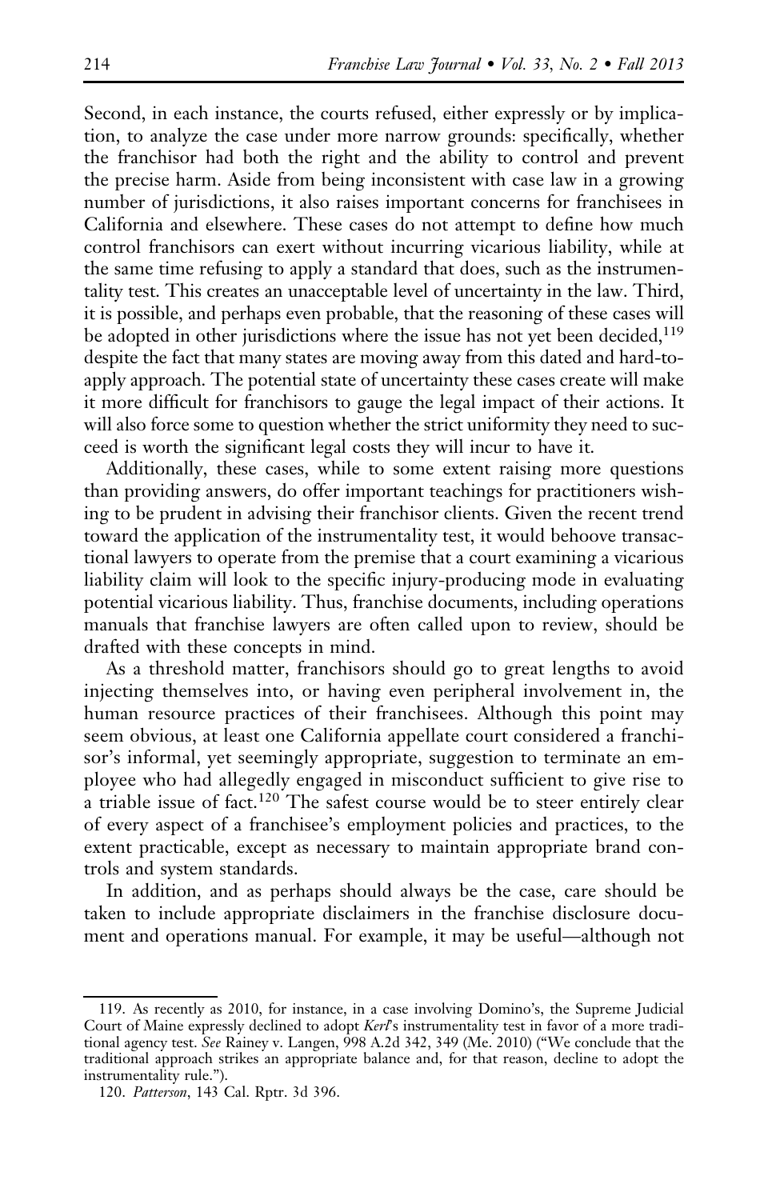Second, in each instance, the courts refused, either expressly or by implication, to analyze the case under more narrow grounds: specifically, whether the franchisor had both the right and the ability to control and prevent the precise harm. Aside from being inconsistent with case law in a growing number of jurisdictions, it also raises important concerns for franchisees in California and elsewhere. These cases do not attempt to define how much control franchisors can exert without incurring vicarious liability, while at the same time refusing to apply a standard that does, such as the instrumentality test. This creates an unacceptable level of uncertainty in the law. Third, it is possible, and perhaps even probable, that the reasoning of these cases will be adopted in other jurisdictions where the issue has not yet been decided,[119] despite the fact that many states are moving away from this dated and hard-to-apply approach. The potential state of uncertainty these cases create will make it more difficult for franchisors to gauge the legal impact of their actions. It will also force some to question whether the strict uniformity they need to succeed is worth the significant legal costs they will incur to have it.

Additionally, these cases, while to some extent raising more questions than providing answers, do offer important teachings for practitioners wishing to be prudent in advising their franchisor clients. Given the recent trend toward the application of the instrumentality test, it would behoove transactional lawyers to operate from the premise that a court examining a vicarious liability claim will look to the specific injury-producing mode in evaluating potential vicarious liability. Thus, franchise documents, including operations manuals that franchise lawyers are often called upon to review, should be drafted with these concepts in mind.

As a threshold matter, franchisors should go to great lengths to avoid injecting themselves into, or having even peripheral involvement in, the human resource practices of their franchisees. Although this point may seem obvious, at least one California appellate court considered a franchisor's informal, yet seemingly appropriate, suggestion to terminate an employee who had allegedly engaged in misconduct sufficient to give rise to a triable issue of fact.[120] The safest course would be to steer entirely clear of every aspect of a franchisee's employment policies and practices, to the extent practicable, except as necessary to maintain appropriate brand controls and system standards.

In addition, and as perhaps should always be the case, care should be taken to include appropriate disclaimers in the franchise disclosure document and operations manual. For example, it may be useful—although not

---

119. As recently as 2010, for instance, in a case involving Domino's, the Supreme Judicial Court of Maine expressly declined to adopt *Kerl*'s instrumentality test in favor of a more traditional agency test. *See* Rainey v. Langen, 998 A.2d 342, 349 (Me. 2010) ("We conclude that the traditional approach strikes an appropriate balance and, for that reason, decline to adopt the instrumentality rule.").

120. *Patterson*, 143 Cal. Rptr. 3d 396.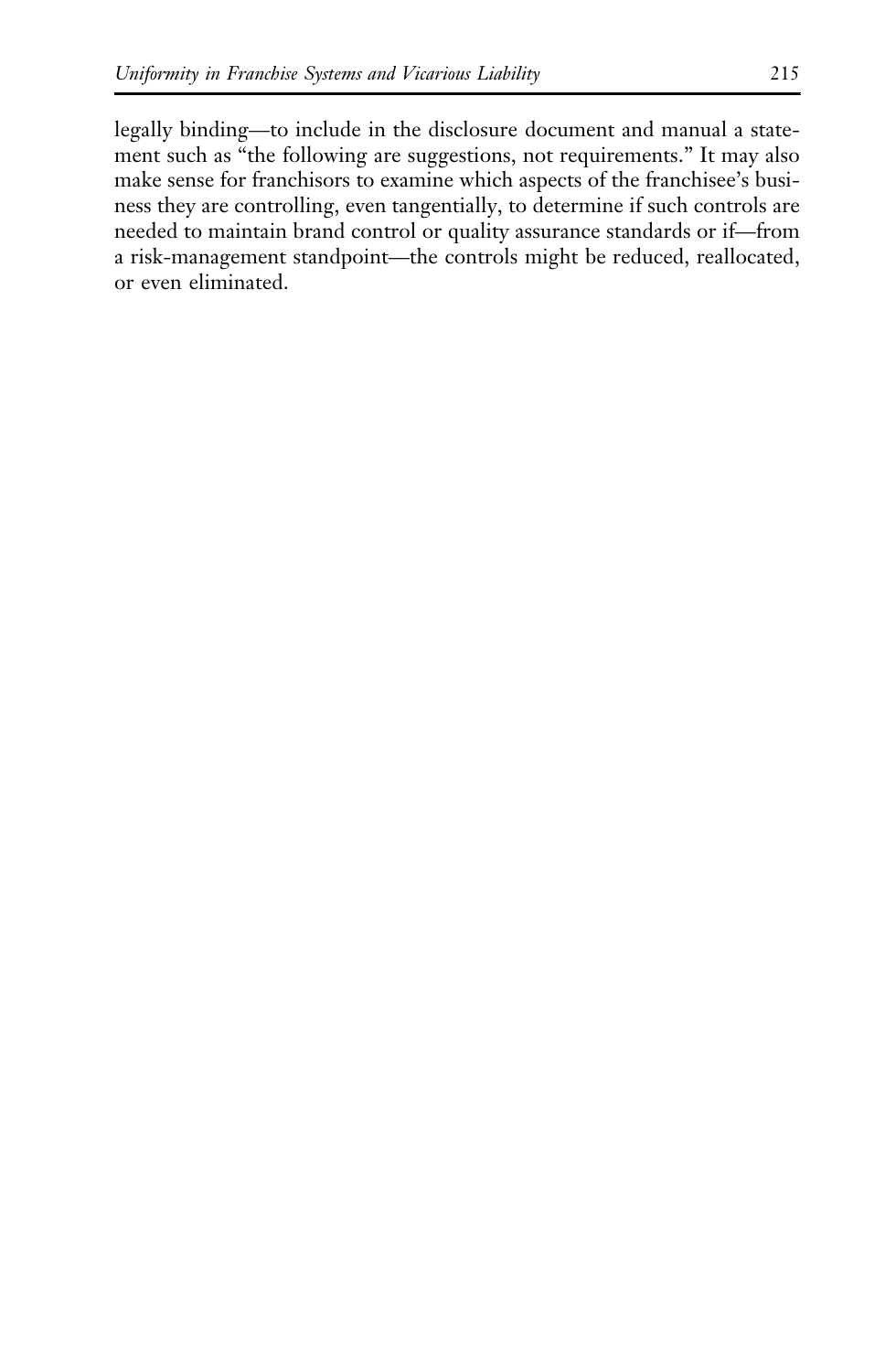legally binding—to include in the disclosure document and manual a statement such as "the following are suggestions, not requirements." It may also make sense for franchisors to examine which aspects of the franchisee's business they are controlling, even tangentially, to determine if such controls are needed to maintain brand control or quality assurance standards or if—from a risk-management standpoint—the controls might be reduced, reallocated, or even eliminated.